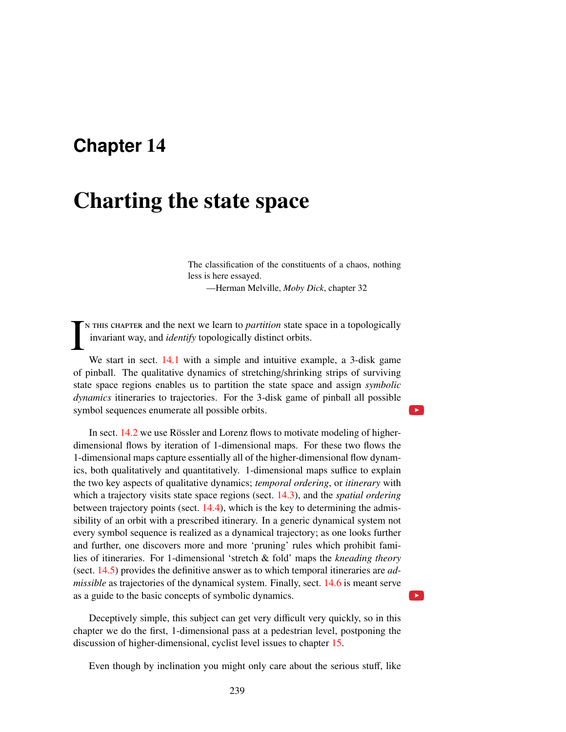# Chapter 14

# Charting the state space

> The classification of the constituents of a chaos, nothing less is here essayed.
>
> —Herman Melville, *Moby Dick*, chapter 32

In this chapter and the next we learn to *partition* state space in a topologically invariant way, and *identify* topologically distinct orbits.

We start in sect. 14.1 with a simple and intuitive example, a 3-disk game of pinball. The qualitative dynamics of stretching/shrinking strips of surviving state space regions enables us to partition the state space and assign *symbolic dynamics* itineraries to trajectories. For the 3-disk game of pinball all possible symbol sequences enumerate all possible orbits.

In sect. 14.2 we use Rössler and Lorenz flows to motivate modeling of higher-dimensional flows by iteration of 1-dimensional maps. For these two flows the 1-dimensional maps capture essentially all of the higher-dimensional flow dynamics, both qualitatively and quantitatively. 1-dimensional maps suffice to explain the two key aspects of qualitative dynamics; *temporal ordering*, or *itinerary* with which a trajectory visits state space regions (sect. 14.3), and the *spatial ordering* between trajectory points (sect. 14.4), which is the key to determining the admissibility of an orbit with a prescribed itinerary. In a generic dynamical system not every symbol sequence is realized as a dynamical trajectory; as one looks further and further, one discovers more and more 'pruning' rules which prohibit families of itineraries. For 1-dimensional 'stretch & fold' maps the *kneading theory* (sect. 14.5) provides the definitive answer as to which temporal itineraries are *admissible* as trajectories of the dynamical system. Finally, sect. 14.6 is meant serve as a guide to the basic concepts of symbolic dynamics.

Deceptively simple, this subject can get very difficult very quickly, so in this chapter we do the first, 1-dimensional pass at a pedestrian level, postponing the discussion of higher-dimensional, cyclist level issues to chapter 15.

Even though by inclination you might only care about the serious stuff, like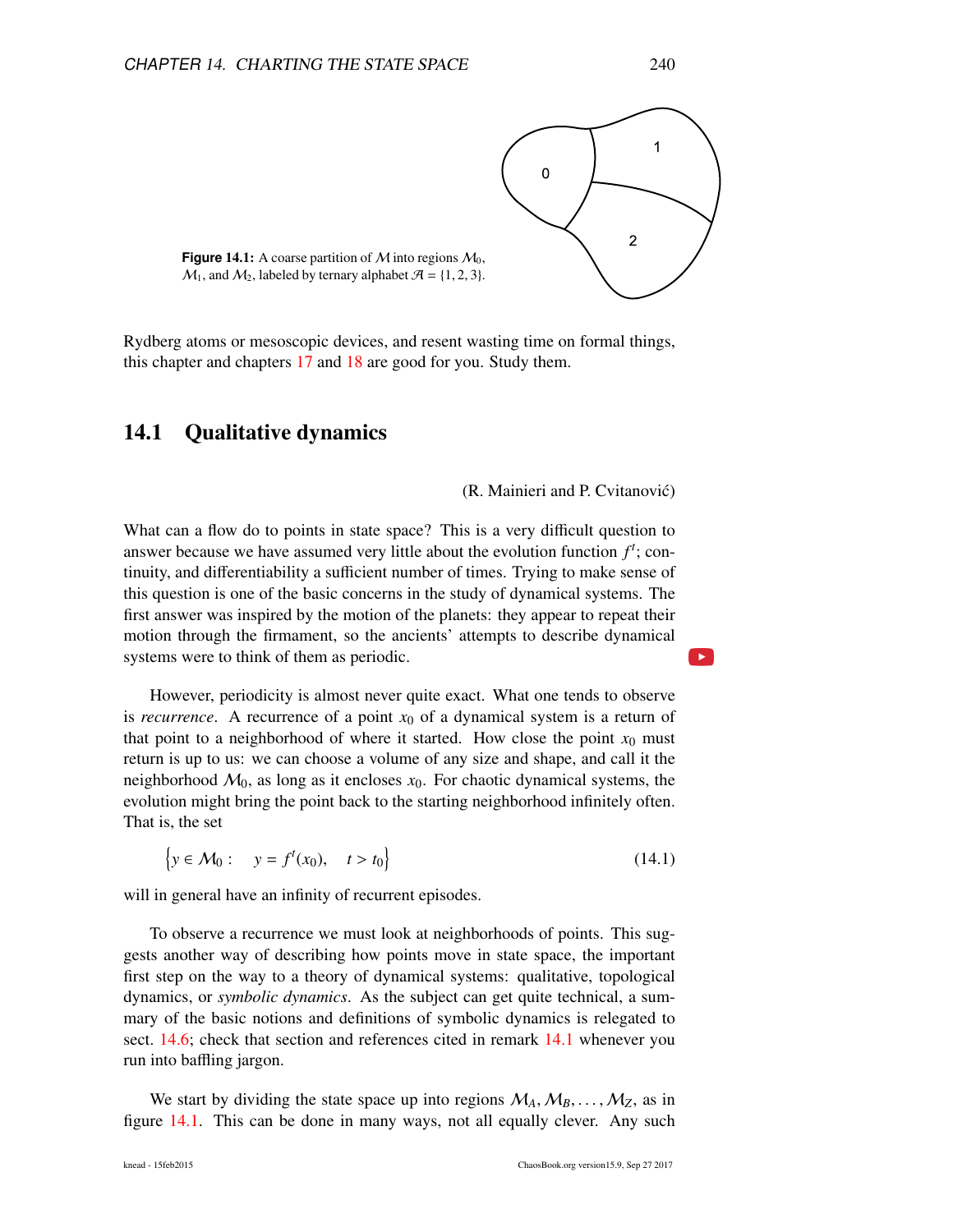**Figure 14.1:** A coarse partition of $\mathcal{M}$ into regions $\mathcal{M}_0$, $\mathcal{M}_1$, and $\mathcal{M}_2$, labeled by ternary alphabet $\mathcal{A} = \{1, 2, 3\}$.

Rydberg atoms or mesoscopic devices, and resent wasting time on formal things, this chapter and chapters 17 and 18 are good for you. Study them.

## 14.1 Qualitative dynamics

(R. Mainieri and P. Cvitanović)

What can a flow do to points in state space? This is a very difficult question to answer because we have assumed very little about the evolution function $f^t$; continuity, and differentiability a sufficient number of times. Trying to make sense of this question is one of the basic concerns in the study of dynamical systems. The first answer was inspired by the motion of the planets: they appear to repeat their motion through the firmament, so the ancients' attempts to describe dynamical systems were to think of them as periodic.

However, periodicity is almost never quite exact. What one tends to observe is *recurrence*. A recurrence of a point $x_0$ of a dynamical system is a return of that point to a neighborhood of where it started. How close the point $x_0$ must return is up to us: we can choose a volume of any size and shape, and call it the neighborhood $\mathcal{M}_0$, as long as it encloses $x_0$. For chaotic dynamical systems, the evolution might bring the point back to the starting neighborhood infinitely often. That is, the set

$$\left\{ y \in \mathcal{M}_0 : \quad y = f^t(x_0), \quad t > t_0 \right\} \tag{14.1}$$

will in general have an infinity of recurrent episodes.

To observe a recurrence we must look at neighborhoods of points. This suggests another way of describing how points move in state space, the important first step on the way to a theory of dynamical systems: qualitative, topological dynamics, or *symbolic dynamics*. As the subject can get quite technical, a summary of the basic notions and definitions of symbolic dynamics is relegated to sect. 14.6; check that section and references cited in remark 14.1 whenever you run into baffling jargon.

We start by dividing the state space up into regions $\mathcal{M}_A, \mathcal{M}_B, \ldots, \mathcal{M}_Z$, as in figure 14.1. This can be done in many ways, not all equally clever. Any such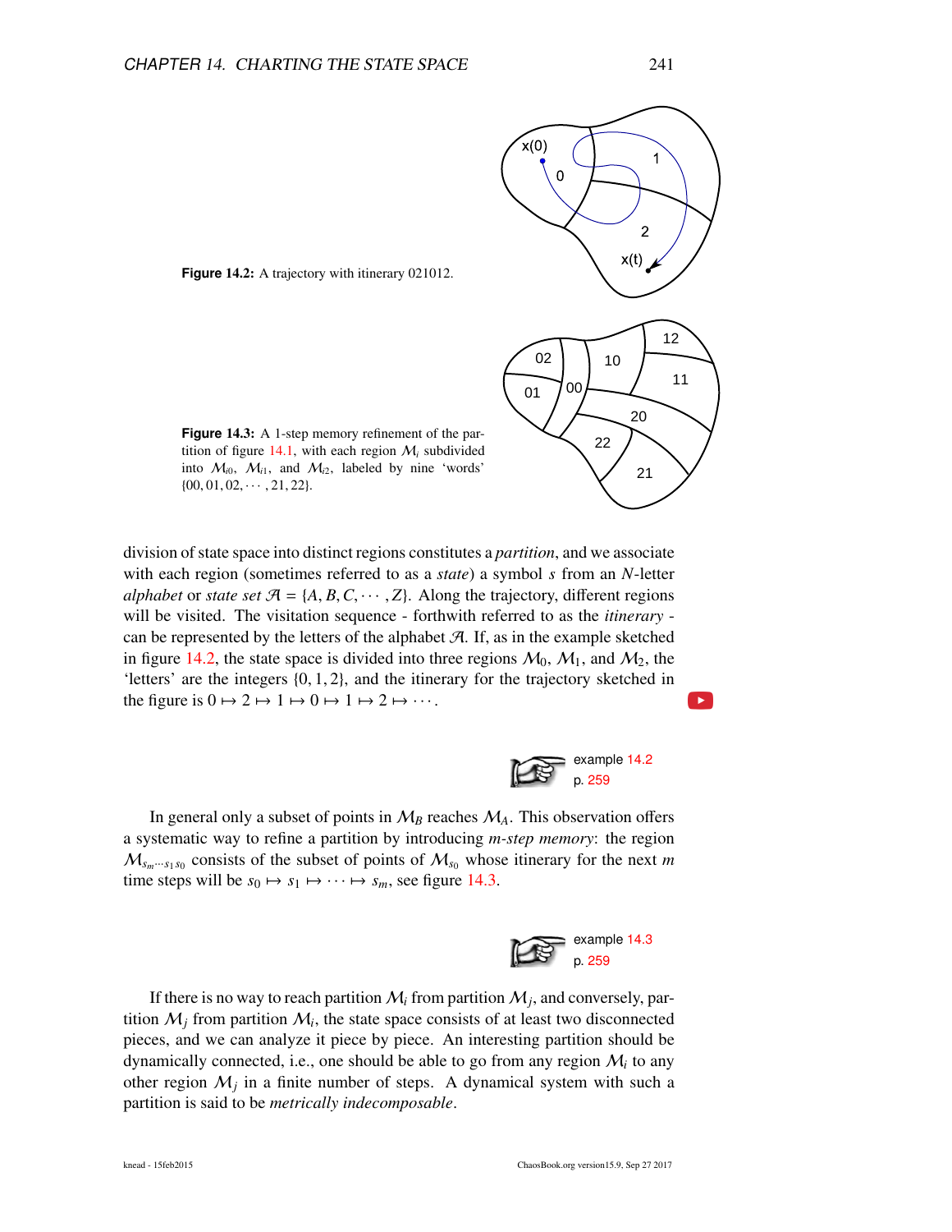**Figure 14.2:** A trajectory with itinerary 021012.

**Figure 14.3:** A 1-step memory refinement of the partition of figure 14.1, with each region $\mathcal{M}_i$ subdivided into $\mathcal{M}_{i0}$, $\mathcal{M}_{i1}$, and $\mathcal{M}_{i2}$, labeled by nine 'words' $\{00, 01, 02, \cdots, 21, 22\}$.

division of state space into distinct regions constitutes a *partition*, and we associate with each region (sometimes referred to as a *state*) a symbol $s$ from an $N$-letter *alphabet* or *state set* $\mathcal{A} = \{A, B, C, \cdots, Z\}$. Along the trajectory, different regions will be visited. The visitation sequence - forthwith referred to as the *itinerary* - can be represented by the letters of the alphabet $\mathcal{A}$. If, as in the example sketched in figure 14.2, the state space is divided into three regions $\mathcal{M}_0$, $\mathcal{M}_1$, and $\mathcal{M}_2$, the 'letters' are the integers $\{0, 1, 2\}$, and the itinerary for the trajectory sketched in the figure is $0 \mapsto 2 \mapsto 1 \mapsto 0 \mapsto 1 \mapsto 2 \mapsto \cdots$.

example 14.2
p. 259

In general only a subset of points in $\mathcal{M}_B$ reaches $\mathcal{M}_A$. This observation offers a systematic way to refine a partition by introducing *m-step memory*: the region $\mathcal{M}_{s_m \cdots s_1 s_0}$ consists of the subset of points of $\mathcal{M}_{s_0}$ whose itinerary for the next $m$ time steps will be $s_0 \mapsto s_1 \mapsto \cdots \mapsto s_m$, see figure 14.3.

example 14.3
p. 259

If there is no way to reach partition $\mathcal{M}_i$ from partition $\mathcal{M}_j$, and conversely, partition $\mathcal{M}_j$ from partition $\mathcal{M}_i$, the state space consists of at least two disconnected pieces, and we can analyze it piece by piece. An interesting partition should be dynamically connected, i.e., one should be able to go from any region $\mathcal{M}_i$ to any other region $\mathcal{M}_j$ in a finite number of steps. A dynamical system with such a partition is said to be *metrically indecomposable*.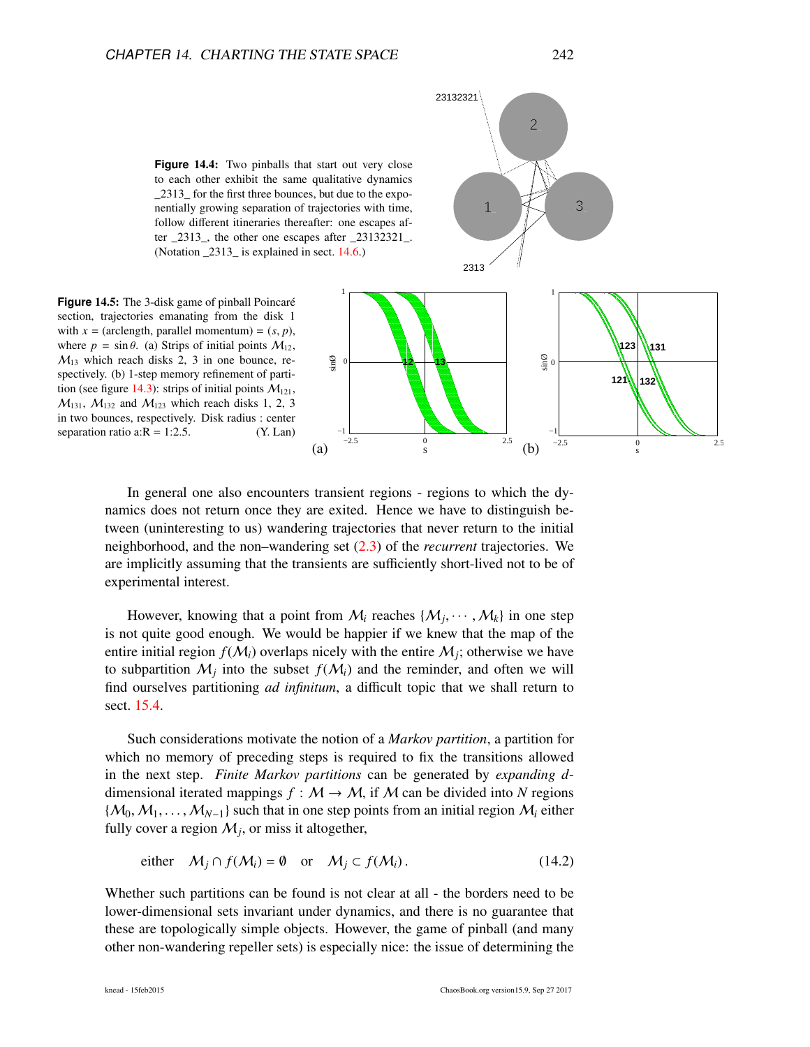**Figure 14.4:** Two pinballs that start out very close to each other exhibit the same qualitative dynamics _2313_ for the first three bounces, but due to the exponentially growing separation of trajectories with time, follow different itineraries thereafter: one escapes after _2313_, the other one escapes after _23132321_. (Notation _2313_ is explained in sect. 14.6.)

**Figure 14.5:** The 3-disk game of pinball Poincaré section, trajectories emanating from the disk 1 with $x = (\text{arclength, parallel momentum}) = (s, p)$, where $p = \sin\theta$. (a) Strips of initial points $\mathcal{M}_{12}$, $\mathcal{M}_{13}$ which reach disks 2, 3 in one bounce, respectively. (b) 1-step memory refinement of partition (see figure 14.3): strips of initial points $\mathcal{M}_{121}$, $\mathcal{M}_{131}$, $\mathcal{M}_{132}$ and $\mathcal{M}_{123}$ which reach disks 1, 2, 3 in two bounces, respectively. Disk radius : center separation ratio a:R = 1:2.5. (Y. Lan)

In general one also encounters transient regions - regions to which the dynamics does not return once they are exited. Hence we have to distinguish between (uninteresting to us) wandering trajectories that never return to the initial neighborhood, and the non–wandering set (2.3) of the *recurrent* trajectories. We are implicitly assuming that the transients are sufficiently short-lived not to be of experimental interest.

However, knowing that a point from $\mathcal{M}_i$ reaches $\{\mathcal{M}_j, \cdots, \mathcal{M}_k\}$ in one step is not quite good enough. We would be happier if we knew that the map of the entire initial region $f(\mathcal{M}_i)$ overlaps nicely with the entire $\mathcal{M}_j$; otherwise we have to subpartition $\mathcal{M}_j$ into the subset $f(\mathcal{M}_i)$ and the reminder, and often we will find ourselves partitioning *ad infinitum*, a difficult topic that we shall return to sect. 15.4.

Such considerations motivate the notion of a *Markov partition*, a partition for which no memory of preceding steps is required to fix the transitions allowed in the next step. *Finite Markov partitions* can be generated by *expanding d*-dimensional iterated mappings $f : \mathcal{M} \to \mathcal{M}$, if $\mathcal{M}$ can be divided into $N$ regions $\{\mathcal{M}_0, \mathcal{M}_1, \ldots, \mathcal{M}_{N-1}\}$ such that in one step points from an initial region $\mathcal{M}_i$ either fully cover a region $\mathcal{M}_j$, or miss it altogether,

$$\text{either} \quad \mathcal{M}_j \cap f(\mathcal{M}_i) = \emptyset \quad \text{or} \quad \mathcal{M}_j \subset f(\mathcal{M}_i)\,. \tag{14.2}$$

Whether such partitions can be found is not clear at all - the borders need to be lower-dimensional sets invariant under dynamics, and there is no guarantee that these are topologically simple objects. However, the game of pinball (and many other non-wandering repeller sets) is especially nice: the issue of determining the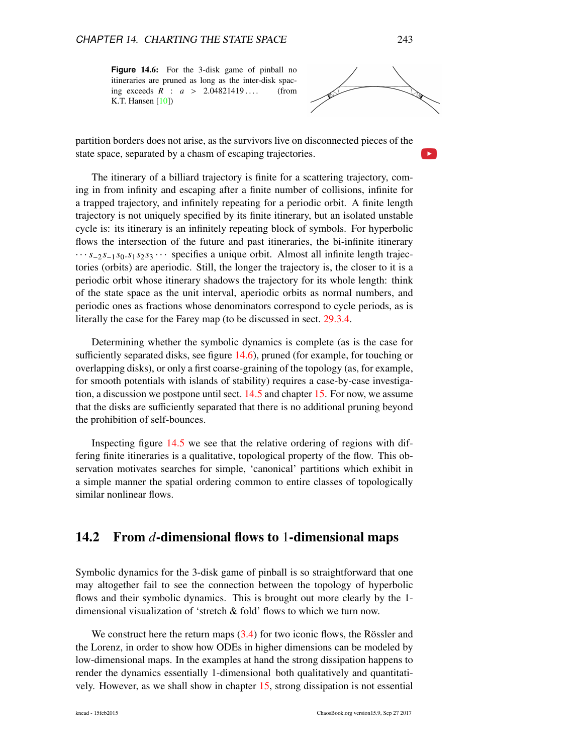**Figure 14.6:** For the 3-disk game of pinball no itineraries are pruned as long as the inter-disk spacing exceeds $R : a > 2.04821419\ldots$. (from K.T. Hansen [10])

partition borders does not arise, as the survivors live on disconnected pieces of the state space, separated by a chasm of escaping trajectories.

The itinerary of a billiard trajectory is finite for a scattering trajectory, coming in from infinity and escaping after a finite number of collisions, infinite for a trapped trajectory, and infinitely repeating for a periodic orbit. A finite length trajectory is not uniquely specified by its finite itinerary, but an isolated unstable cycle is: its itinerary is an infinitely repeating block of symbols. For hyperbolic flows the intersection of the future and past itineraries, the bi-infinite itinerary $\cdots s_{-2}s_{-1}s_0.s_1s_2s_3\cdots$ specifies a unique orbit. Almost all infinite length trajectories (orbits) are aperiodic. Still, the longer the trajectory is, the closer to it is a periodic orbit whose itinerary shadows the trajectory for its whole length: think of the state space as the unit interval, aperiodic orbits as normal numbers, and periodic ones as fractions whose denominators correspond to cycle periods, as is literally the case for the Farey map (to be discussed in sect. 29.3.4.

Determining whether the symbolic dynamics is complete (as is the case for sufficiently separated disks, see figure 14.6), pruned (for example, for touching or overlapping disks), or only a first coarse-graining of the topology (as, for example, for smooth potentials with islands of stability) requires a case-by-case investigation, a discussion we postpone until sect. 14.5 and chapter 15. For now, we assume that the disks are sufficiently separated that there is no additional pruning beyond the prohibition of self-bounces.

Inspecting figure 14.5 we see that the relative ordering of regions with differing finite itineraries is a qualitative, topological property of the flow. This observation motivates searches for simple, 'canonical' partitions which exhibit in a simple manner the spatial ordering common to entire classes of topologically similar nonlinear flows.

## 14.2 From $d$-dimensional flows to 1-dimensional maps

Symbolic dynamics for the 3-disk game of pinball is so straightforward that one may altogether fail to see the connection between the topology of hyperbolic flows and their symbolic dynamics. This is brought out more clearly by the 1-dimensional visualization of 'stretch & fold' flows to which we turn now.

We construct here the return maps (3.4) for two iconic flows, the Rössler and the Lorenz, in order to show how ODEs in higher dimensions can be modeled by low-dimensional maps. In the examples at hand the strong dissipation happens to render the dynamics essentially 1-dimensional both qualitatively and quantitatively. However, as we shall show in chapter 15, strong dissipation is not essential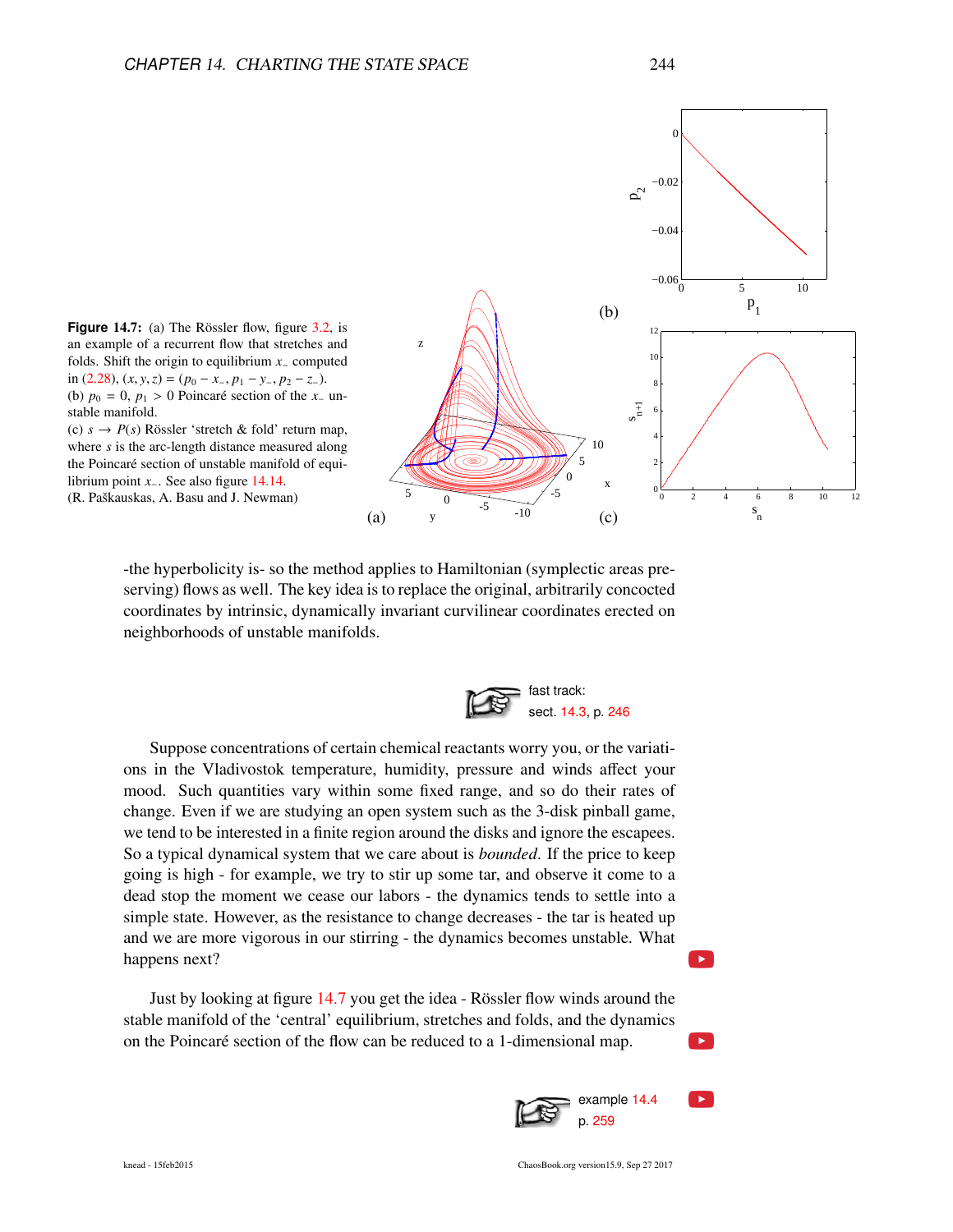**Figure 14.7:** (a) The Rössler flow, figure 3.2, is an example of a recurrent flow that stretches and folds. Shift the origin to equilibrium $x_-$ computed in (2.28), $(x, y, z) = (p_0 - x_-, p_1 - y_-, p_2 - z_-)$.
(b) $p_0 = 0$, $p_1 > 0$ Poincaré section of the $x_-$ unstable manifold.
(c) $s \to P(s)$ Rössler 'stretch & fold' return map, where $s$ is the arc-length distance measured along the Poincaré section of unstable manifold of equilibrium point $x_-$. See also figure 14.14.
(R. Paškauskas, A. Basu and J. Newman)

-the hyperbolicity is- so the method applies to Hamiltonian (symplectic areas preserving) flows as well. The key idea is to replace the original, arbitrarily concocted coordinates by intrinsic, dynamically invariant curvilinear coordinates erected on neighborhoods of unstable manifolds.

fast track:
sect. 14.3, p. 246

Suppose concentrations of certain chemical reactants worry you, or the variations in the Vladivostok temperature, humidity, pressure and winds affect your mood. Such quantities vary within some fixed range, and so do their rates of change. Even if we are studying an open system such as the 3-disk pinball game, we tend to be interested in a finite region around the disks and ignore the escapees. So a typical dynamical system that we care about is *bounded*. If the price to keep going is high - for example, we try to stir up some tar, and observe it come to a dead stop the moment we cease our labors - the dynamics tends to settle into a simple state. However, as the resistance to change decreases - the tar is heated up and we are more vigorous in our stirring - the dynamics becomes unstable. What happens next?

Just by looking at figure 14.7 you get the idea - Rössler flow winds around the stable manifold of the 'central' equilibrium, stretches and folds, and the dynamics on the Poincaré section of the flow can be reduced to a 1-dimensional map.

example 14.4
p. 259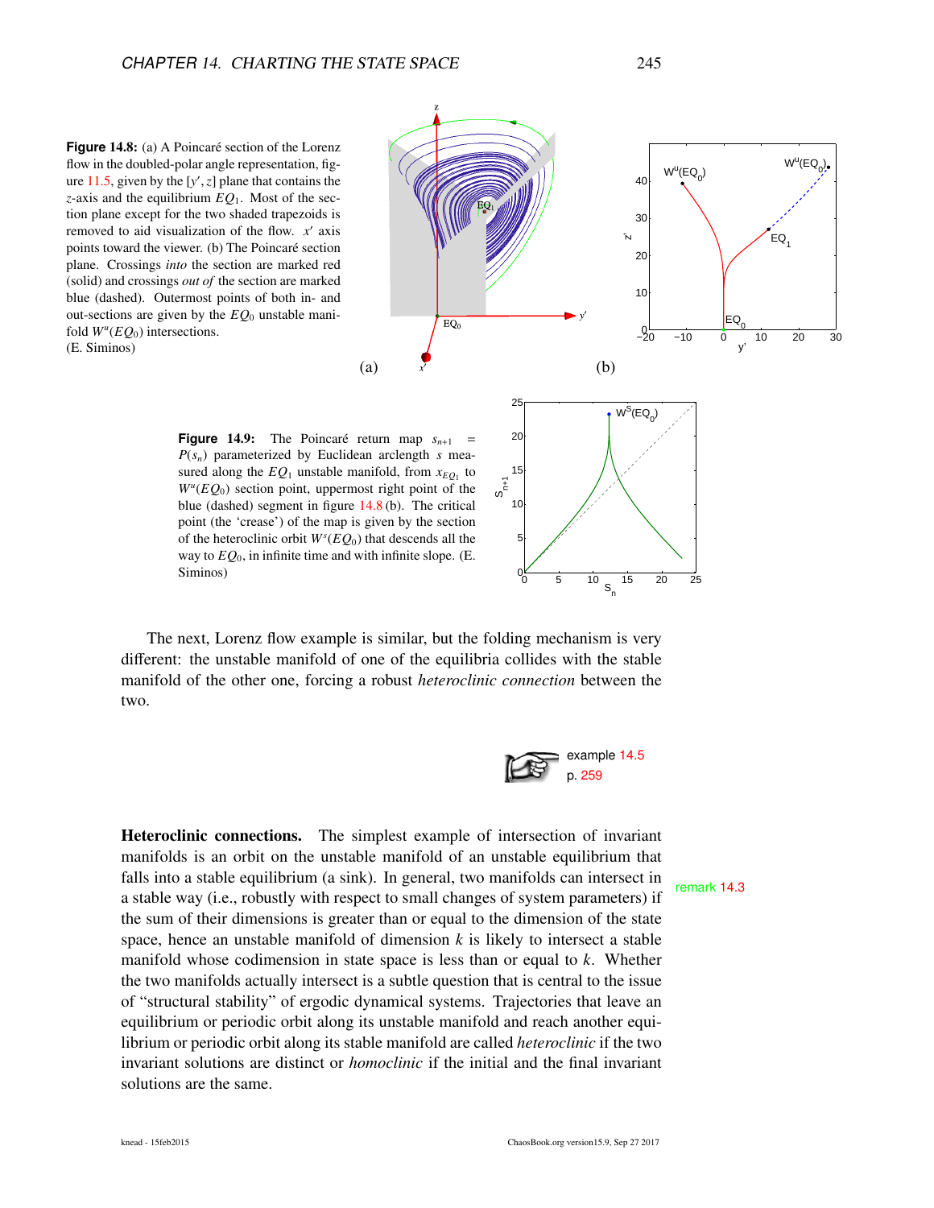**Figure 14.8:** (a) A Poincaré section of the Lorenz flow in the doubled-polar angle representation, figure 11.5, given by the $[y', z]$ plane that contains the $z$-axis and the equilibrium $EQ_1$. Most of the section plane except for the two shaded trapezoids is removed to aid visualization of the flow. $x'$ axis points toward the viewer. (b) The Poincaré section plane. Crossings *into* the section are marked red (solid) and crossings *out of* the section are marked blue (dashed). Outermost points of both in- and out-sections are given by the $EQ_0$ unstable manifold $W^u(EQ_0)$ intersections. (E. Siminos)

**Figure 14.9:** The Poincaré return map $s_{n+1} = P(s_n)$ parameterized by Euclidean arclength $s$ measured along the $EQ_1$ unstable manifold, from $x_{EQ_1}$ to $W^u(EQ_0)$ section point, uppermost right point of the blue (dashed) segment in figure 14.8 (b). The critical point (the 'crease') of the map is given by the section of the heteroclinic orbit $W^s(EQ_0)$ that descends all the way to $EQ_0$, in infinite time and with infinite slope. (E. Siminos)

The next, Lorenz flow example is similar, but the folding mechanism is very different: the unstable manifold of one of the equilibria collides with the stable manifold of the other one, forcing a robust *heteroclinic connection* between the two.

example 14.5
p. 259

**Heteroclinic connections.** The simplest example of intersection of invariant manifolds is an orbit on the unstable manifold of an unstable equilibrium that falls into a stable equilibrium (a sink). In general, two manifolds can intersect in a stable way (i.e., robustly with respect to small changes of system parameters) if the sum of their dimensions is greater than or equal to the dimension of the state space, hence an unstable manifold of dimension $k$ is likely to intersect a stable manifold whose codimension in state space is less than or equal to $k$. Whether the two manifolds actually intersect is a subtle question that is central to the issue of "structural stability" of ergodic dynamical systems. Trajectories that leave an equilibrium or periodic orbit along its unstable manifold and reach another equilibrium or periodic orbit along its stable manifold are called *heteroclinic* if the two invariant solutions are distinct or *homoclinic* if the initial and the final invariant solutions are the same.

remark 14.3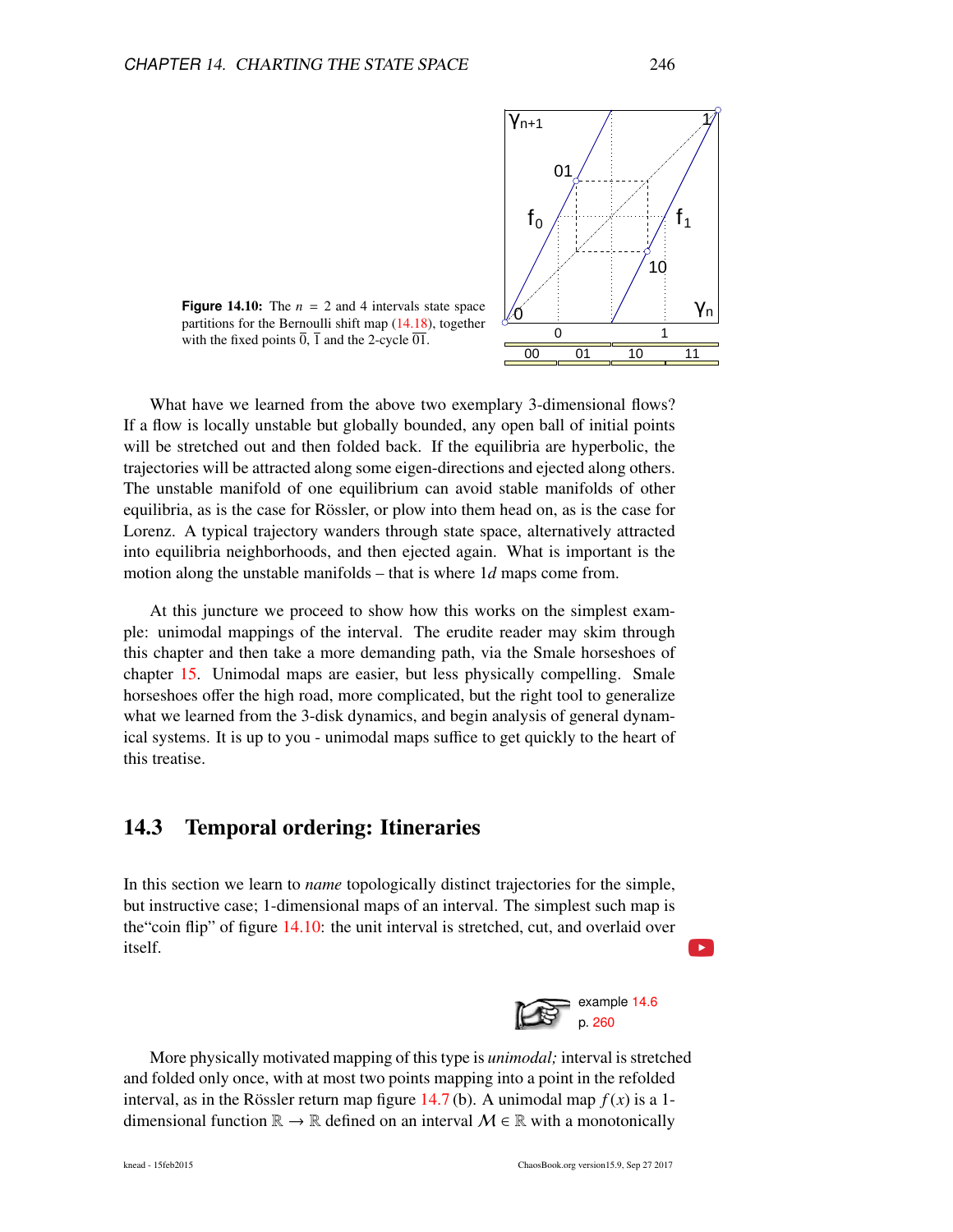**Figure 14.10:** The $n = 2$ and 4 intervals state space partitions for the Bernoulli shift map (14.18), together with the fixed points $\overline{0}$, $\overline{1}$ and the 2-cycle $\overline{01}$.

What have we learned from the above two exemplary 3-dimensional flows? If a flow is locally unstable but globally bounded, any open ball of initial points will be stretched out and then folded back. If the equilibria are hyperbolic, the trajectories will be attracted along some eigen-directions and ejected along others. The unstable manifold of one equilibrium can avoid stable manifolds of other equilibria, as is the case for Rössler, or plow into them head on, as is the case for Lorenz. A typical trajectory wanders through state space, alternatively attracted into equilibria neighborhoods, and then ejected again. What is important is the motion along the unstable manifolds – that is where $1d$ maps come from.

At this juncture we proceed to show how this works on the simplest example: unimodal mappings of the interval. The erudite reader may skim through this chapter and then take a more demanding path, via the Smale horseshoes of chapter 15. Unimodal maps are easier, but less physically compelling. Smale horseshoes offer the high road, more complicated, but the right tool to generalize what we learned from the 3-disk dynamics, and begin analysis of general dynamical systems. It is up to you - unimodal maps suffice to get quickly to the heart of this treatise.

## 14.3 Temporal ordering: Itineraries

In this section we learn to *name* topologically distinct trajectories for the simple, but instructive case; 1-dimensional maps of an interval. The simplest such map is the"coin flip" of figure 14.10: the unit interval is stretched, cut, and overlaid over itself.

example 14.6
p. 260

More physically motivated mapping of this type is *unimodal;* interval is stretched and folded only once, with at most two points mapping into a point in the refolded interval, as in the Rössler return map figure 14.7 (b). A unimodal map $f(x)$ is a 1-dimensional function $\mathbb{R} \to \mathbb{R}$ defined on an interval $\mathcal{M} \in \mathbb{R}$ with a monotonically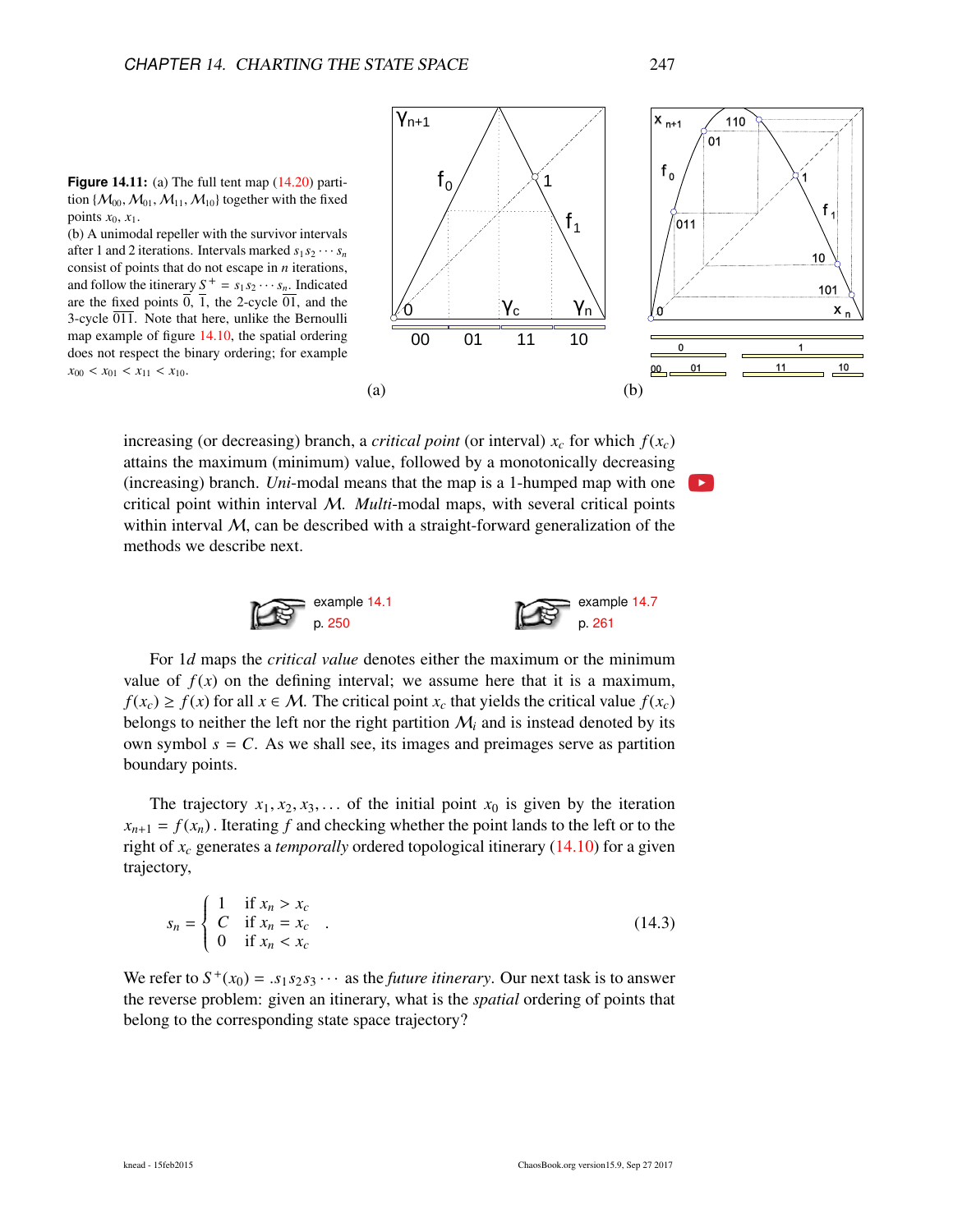**Figure 14.11:** (a) The full tent map (14.20) partition $\{\mathcal{M}_{00}, \mathcal{M}_{01}, \mathcal{M}_{11}, \mathcal{M}_{10}\}$ together with the fixed points $x_0$, $x_1$.
(b) A unimodal repeller with the survivor intervals after 1 and 2 iterations. Intervals marked $s_1 s_2 \cdots s_n$ consist of points that do not escape in $n$ iterations, and follow the itinerary $S^+ = s_1 s_2 \cdots s_n$. Indicated are the fixed points $\overline{0}$, $\overline{1}$, the 2-cycle $\overline{01}$, and the 3-cycle $\overline{011}$. Note that here, unlike the Bernoulli map example of figure 14.10, the spatial ordering does not respect the binary ordering; for example $x_{00} < x_{01} < x_{11} < x_{10}$.

increasing (or decreasing) branch, a *critical point* (or interval) $x_c$ for which $f(x_c)$ attains the maximum (minimum) value, followed by a monotonically decreasing (increasing) branch. *Uni*-modal means that the map is a 1-humped map with one critical point within interval $\mathcal{M}$. *Multi*-modal maps, with several critical points within interval $\mathcal{M}$, can be described with a straight-forward generalization of the methods we describe next.

example 14.1 p. 250

example 14.7 p. 261

For $1d$ maps the *critical value* denotes either the maximum or the minimum value of $f(x)$ on the defining interval; we assume here that it is a maximum, $f(x_c) \geq f(x)$ for all $x \in \mathcal{M}$. The critical point $x_c$ that yields the critical value $f(x_c)$ belongs to neither the left nor the right partition $\mathcal{M}_i$ and is instead denoted by its own symbol $s = C$. As we shall see, its images and preimages serve as partition boundary points.

The trajectory $x_1, x_2, x_3, \ldots$ of the initial point $x_0$ is given by the iteration $x_{n+1} = f(x_n)$ . Iterating $f$ and checking whether the point lands to the left or to the right of $x_c$ generates a *temporally* ordered topological itinerary (14.10) for a given trajectory,

$$s_n = \begin{cases} 1 & \text{if } x_n > x_c \\ C & \text{if } x_n = x_c \\ 0 & \text{if } x_n < x_c \end{cases} . \tag{14.3}$$

We refer to $S^+(x_0) = .s_1 s_2 s_3 \cdots$ as the *future itinerary*. Our next task is to answer the reverse problem: given an itinerary, what is the *spatial* ordering of points that belong to the corresponding state space trajectory?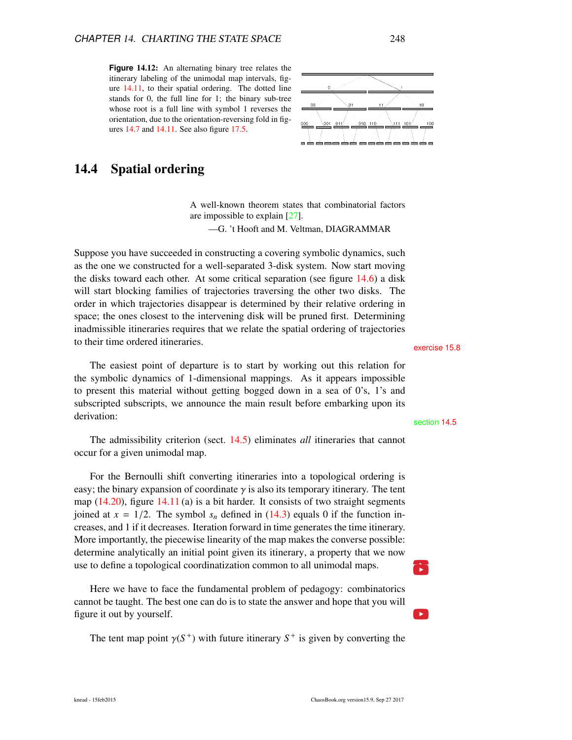**Figure 14.12:** An alternating binary tree relates the itinerary labeling of the unimodal map intervals, figure 14.11, to their spatial ordering. The dotted line stands for 0, the full line for 1; the binary sub-tree whose root is a full line with symbol 1 reverses the orientation, due to the orientation-reversing fold in figures 14.7 and 14.11. See also figure 17.5.

## 14.4 Spatial ordering

> A well-known theorem states that combinatorial factors are impossible to explain [27].
>
> —G. 't Hooft and M. Veltman, DIAGRAMMAR

Suppose you have succeeded in constructing a covering symbolic dynamics, such as the one we constructed for a well-separated 3-disk system. Now start moving the disks toward each other. At some critical separation (see figure 14.6) a disk will start blocking families of trajectories traversing the other two disks. The order in which trajectories disappear is determined by their relative ordering in space; the ones closest to the intervening disk will be pruned first. Determining inadmissible itineraries requires that we relate the spatial ordering of trajectories to their time ordered itineraries.

exercise 15.8

The easiest point of departure is to start by working out this relation for the symbolic dynamics of 1-dimensional mappings. As it appears impossible to present this material without getting bogged down in a sea of 0's, 1's and subscripted subscripts, we announce the main result before embarking upon its derivation:

section 14.5

The admissibility criterion (sect. 14.5) eliminates *all* itineraries that cannot occur for a given unimodal map.

For the Bernoulli shift converting itineraries into a topological ordering is easy; the binary expansion of coordinate $\gamma$ is also its temporary itinerary. The tent map (14.20), figure 14.11 (a) is a bit harder. It consists of two straight segments joined at $x = 1/2$. The symbol $s_n$ defined in (14.3) equals 0 if the function increases, and 1 if it decreases. Iteration forward in time generates the time itinerary. More importantly, the piecewise linearity of the map makes the converse possible: determine analytically an initial point given its itinerary, a property that we now use to define a topological coordinatization common to all unimodal maps.

Here we have to face the fundamental problem of pedagogy: combinatorics cannot be taught. The best one can do is to state the answer and hope that you will figure it out by yourself.

The tent map point $\gamma(S^+)$ with future itinerary $S^+$ is given by converting the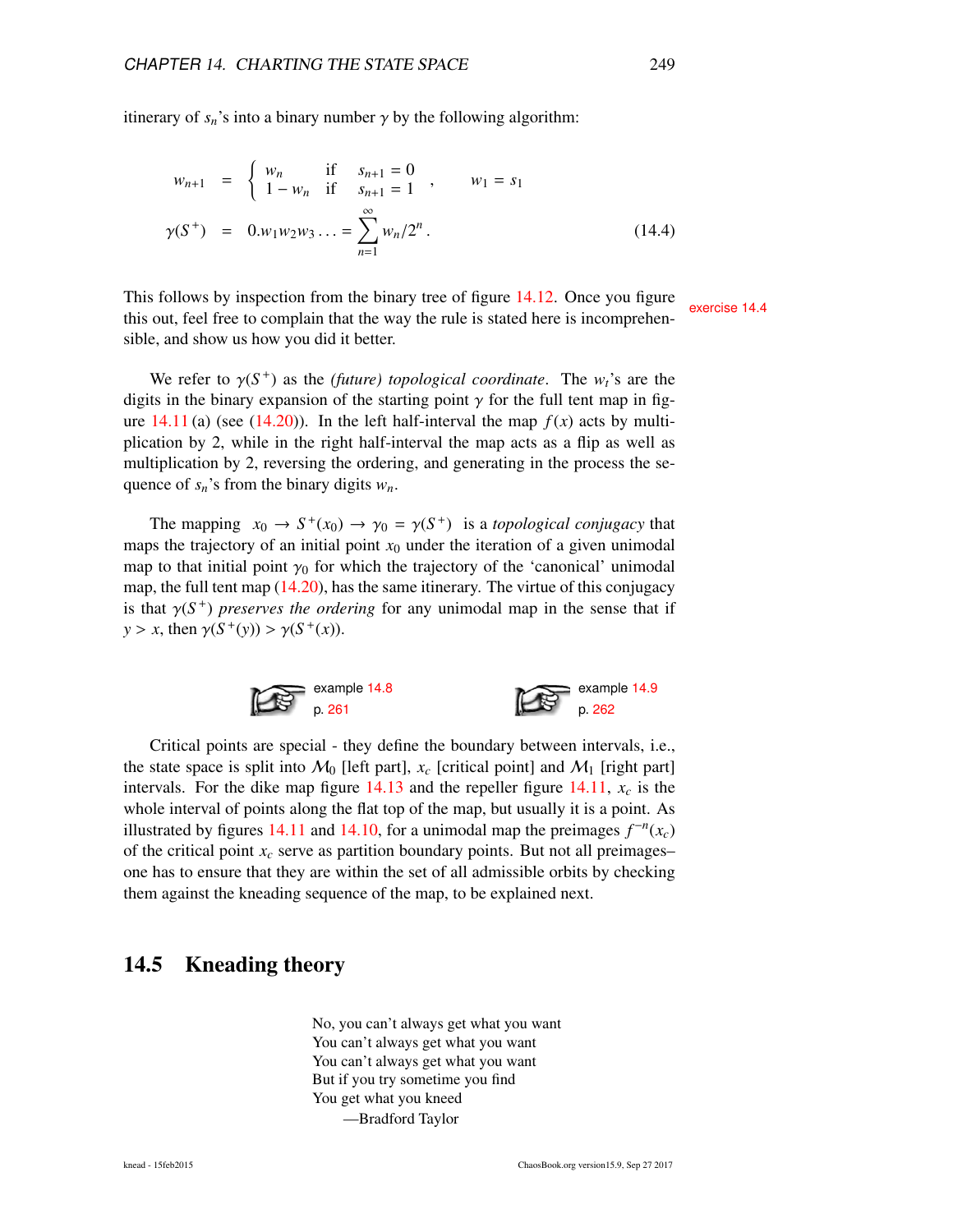itinerary of $s_n$'s into a binary number $\gamma$ by the following algorithm:

$$
\begin{aligned}
w_{n+1} &= \begin{cases} w_n & \text{if} \quad s_{n+1} = 0 \\ 1 - w_n & \text{if} \quad s_{n+1} = 1 \end{cases}, \qquad w_1 = s_1 \\
\gamma(S^+) &= 0.w_1 w_2 w_3 \ldots = \sum_{n=1}^{\infty} w_n / 2^n \, .
\end{aligned}
\tag{14.4}
$$

This follows by inspection from the binary tree of figure 14.12. Once you figure this out, feel free to complain that the way the rule is stated here is incomprehensible, and show us how you did it better.

exercise 14.4

We refer to $\gamma(S^+)$ as the *(future) topological coordinate*. The $w_t$'s are the digits in the binary expansion of the starting point $\gamma$ for the full tent map in figure 14.11 (a) (see (14.20)). In the left half-interval the map $f(x)$ acts by multiplication by 2, while in the right half-interval the map acts as a flip as well as multiplication by 2, reversing the ordering, and generating in the process the sequence of $s_n$'s from the binary digits $w_n$.

The mapping $x_0 \rightarrow S^+(x_0) \rightarrow \gamma_0 = \gamma(S^+)$ is a *topological conjugacy* that maps the trajectory of an initial point $x_0$ under the iteration of a given unimodal map to that initial point $\gamma_0$ for which the trajectory of the 'canonical' unimodal map, the full tent map (14.20), has the same itinerary. The virtue of this conjugacy is that $\gamma(S^+)$ *preserves the ordering* for any unimodal map in the sense that if $y > x$, then $\gamma(S^+(y)) > \gamma(S^+(x))$.

example 14.8 p. 261

example 14.9 p. 262

Critical points are special - they define the boundary between intervals, i.e., the state space is split into $\mathcal{M}_0$ [left part], $x_c$ [critical point] and $\mathcal{M}_1$ [right part] intervals. For the dike map figure 14.13 and the repeller figure 14.11, $x_c$ is the whole interval of points along the flat top of the map, but usually it is a point. As illustrated by figures 14.11 and 14.10, for a unimodal map the preimages $f^{-n}(x_c)$ of the critical point $x_c$ serve as partition boundary points. But not all preimages– one has to ensure that they are within the set of all admissible orbits by checking them against the kneading sequence of the map, to be explained next.

## 14.5 Kneading theory

No, you can't always get what you want
You can't always get what you want
You can't always get what you want
But if you try sometime you find
You get what you kneed
—Bradford Taylor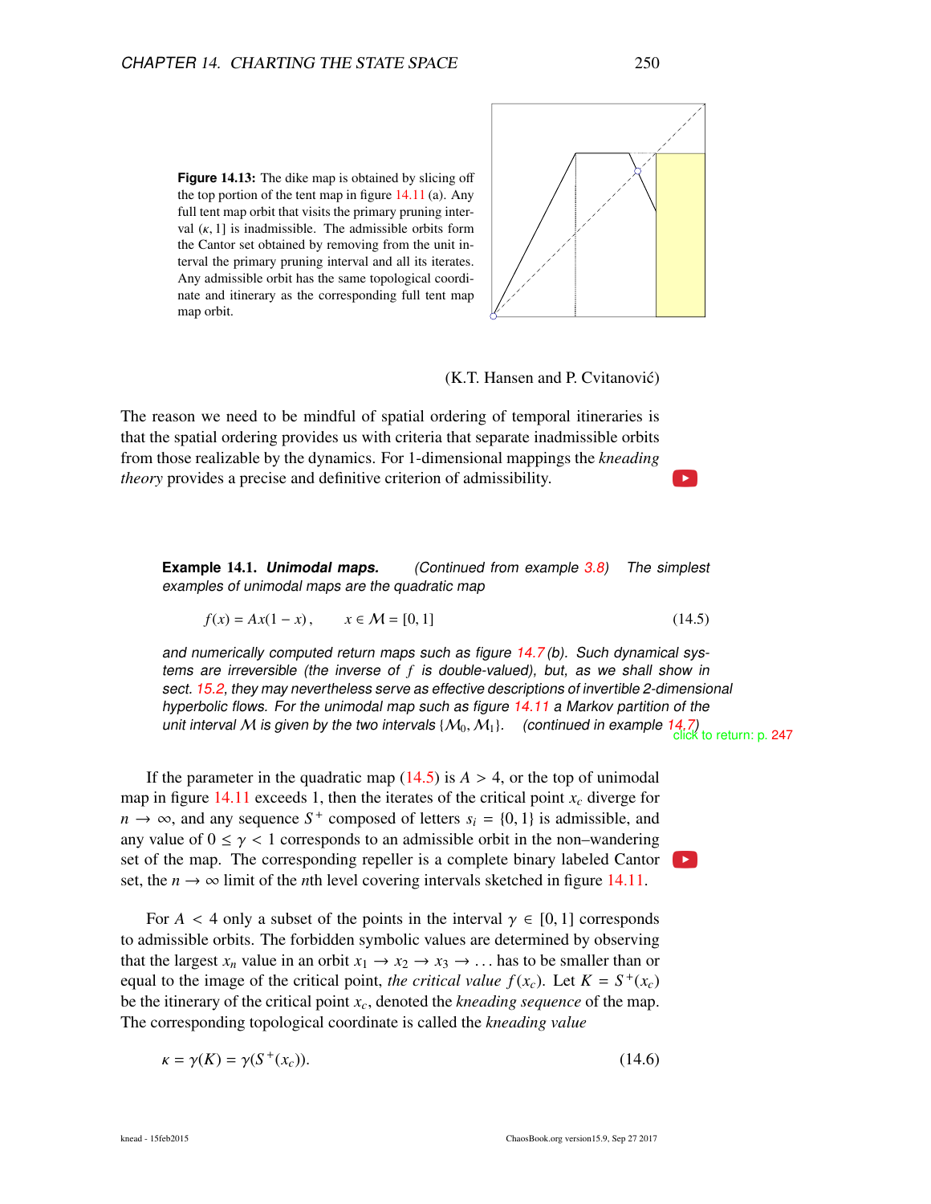**Figure 14.13:** The dike map is obtained by slicing off the top portion of the tent map in figure 14.11 (a). Any full tent map orbit that visits the primary pruning interval $(\kappa, 1]$ is inadmissible. The admissible orbits form the Cantor set obtained by removing from the unit interval the primary pruning interval and all its iterates. Any admissible orbit has the same topological coordinate and itinerary as the corresponding full tent map map orbit.

(K.T. Hansen and P. Cvitanović)

The reason we need to be mindful of spatial ordering of temporal itineraries is that the spatial ordering provides us with criteria that separate inadmissible orbits from those realizable by the dynamics. For 1-dimensional mappings the *kneading theory* provides a precise and definitive criterion of admissibility.

**Example 14.1.** ***Unimodal maps.*** *(Continued from example 3.8) The simplest examples of unimodal maps are the quadratic map*

$$f(x) = Ax(1-x)\,, \qquad x \in \mathcal{M} = [0,1] \tag{14.5}$$

*and numerically computed return maps such as figure 14.7 (b). Such dynamical systems are irreversible (the inverse of $f$ is double-valued), but, as we shall show in sect. 15.2, they may nevertheless serve as effective descriptions of invertible 2-dimensional hyperbolic flows. For the unimodal map such as figure 14.11 a Markov partition of the unit interval $\mathcal{M}$ is given by the two intervals $\{\mathcal{M}_0, \mathcal{M}_1\}$. (continued in example 14.7)*

click to return: p. 247

If the parameter in the quadratic map (14.5) is $A > 4$, or the top of unimodal map in figure 14.11 exceeds 1, then the iterates of the critical point $x_c$ diverge for $n \to \infty$, and any sequence $S^+$ composed of letters $s_i = \{0, 1\}$ is admissible, and any value of $0 \leq \gamma < 1$ corresponds to an admissible orbit in the non–wandering set of the map. The corresponding repeller is a complete binary labeled Cantor set, the $n \to \infty$ limit of the $n$th level covering intervals sketched in figure 14.11.

For $A < 4$ only a subset of the points in the interval $\gamma \in [0, 1]$ corresponds to admissible orbits. The forbidden symbolic values are determined by observing that the largest $x_n$ value in an orbit $x_1 \to x_2 \to x_3 \to \ldots$ has to be smaller than or equal to the image of the critical point, *the critical value* $f(x_c)$. Let $K = S^+(x_c)$ be the itinerary of the critical point $x_c$, denoted the *kneading sequence* of the map. The corresponding topological coordinate is called the *kneading value*

$$\kappa = \gamma(K) = \gamma(S^+(x_c)). \tag{14.6}$$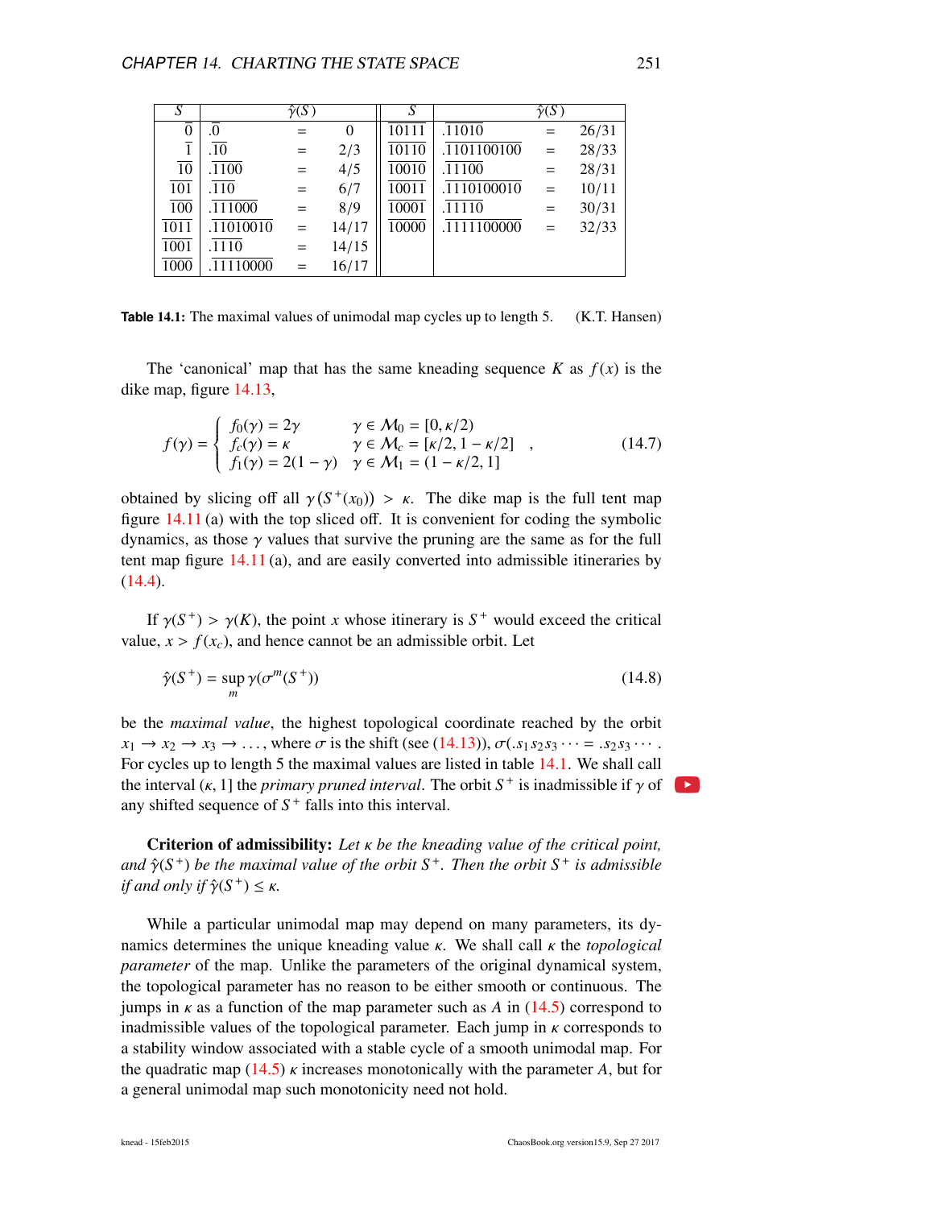| $S$ | $\hat{\gamma}(S)$ | | | $S$ | $\hat{\gamma}(S)$ | | |
|---|---|---|---|---|---|---|---|
| $\overline{0}$ | $.\overline{0}$ | = | 0 | $\overline{10111}$ | $.\overline{11010}$ | = | 26/31 |
| $\overline{1}$ | $.\overline{10}$ | = | 2/3 | $\overline{10110}$ | $.\overline{1101100100}$ | = | 28/33 |
| $\overline{10}$ | $.\overline{1100}$ | = | 4/5 | $\overline{10010}$ | $.\overline{11100}$ | = | 28/31 |
| $\overline{101}$ | $.\overline{110}$ | = | 6/7 | $\overline{10011}$ | $.\overline{1110100010}$ | = | 10/11 |
| $\overline{100}$ | $.\overline{111000}$ | = | 8/9 | $\overline{10001}$ | $.\overline{11110}$ | = | 30/31 |
| $\overline{1011}$ | $.\overline{11010010}$ | = | 14/17 | $\overline{10000}$ | $.\overline{1111100000}$ | = | 32/33 |
| $\overline{1001}$ | $.\overline{1110}$ | = | 14/15 | | | | |
| $\overline{1000}$ | $.\overline{11110000}$ | = | 16/17 | | | | |

**Table 14.1:** The maximal values of unimodal map cycles up to length 5. (K.T. Hansen)

The 'canonical' map that has the same kneading sequence $K$ as $f(x)$ is the dike map, figure 14.13,

$$f(\gamma) = \begin{cases} f_0(\gamma) = 2\gamma & \gamma \in \mathcal{M}_0 = [0, \kappa/2) \\ f_c(\gamma) = \kappa & \gamma \in \mathcal{M}_c = [\kappa/2, 1 - \kappa/2] \\ f_1(\gamma) = 2(1-\gamma) & \gamma \in \mathcal{M}_1 = (1 - \kappa/2, 1] \end{cases} , \tag{14.7}$$

obtained by slicing off all $\gamma(S^+(x_0)) > \kappa$. The dike map is the full tent map figure 14.11 (a) with the top sliced off. It is convenient for coding the symbolic dynamics, as those $\gamma$ values that survive the pruning are the same as for the full tent map figure 14.11 (a), and are easily converted into admissible itineraries by (14.4).

If $\gamma(S^+) > \gamma(K)$, the point $x$ whose itinerary is $S^+$ would exceed the critical value, $x > f(x_c)$, and hence cannot be an admissible orbit. Let

$$\hat{\gamma}(S^+) = \sup_m \gamma(\sigma^m(S^+)) \tag{14.8}$$

be the *maximal value*, the highest topological coordinate reached by the orbit $x_1 \to x_2 \to x_3 \to \ldots$, where $\sigma$ is the shift (see (14.13)), $\sigma(.s_1 s_2 s_3 \cdots = .s_2 s_3 \cdots$ . For cycles up to length 5 the maximal values are listed in table 14.1. We shall call the interval $(\kappa, 1]$ the *primary pruned interval*. The orbit $S^+$ is inadmissible if $\gamma$ of any shifted sequence of $S^+$ falls into this interval.

**Criterion of admissibility:** *Let $\kappa$ be the kneading value of the critical point, and $\hat{\gamma}(S^+)$ be the maximal value of the orbit $S^+$. Then the orbit $S^+$ is admissible if and only if $\hat{\gamma}(S^+) \leq \kappa$.*

While a particular unimodal map may depend on many parameters, its dynamics determines the unique kneading value $\kappa$. We shall call $\kappa$ the *topological parameter* of the map. Unlike the parameters of the original dynamical system, the topological parameter has no reason to be either smooth or continuous. The jumps in $\kappa$ as a function of the map parameter such as $A$ in (14.5) correspond to inadmissible values of the topological parameter. Each jump in $\kappa$ corresponds to a stability window associated with a stable cycle of a smooth unimodal map. For the quadratic map (14.5) $\kappa$ increases monotonically with the parameter $A$, but for a general unimodal map such monotonicity need not hold.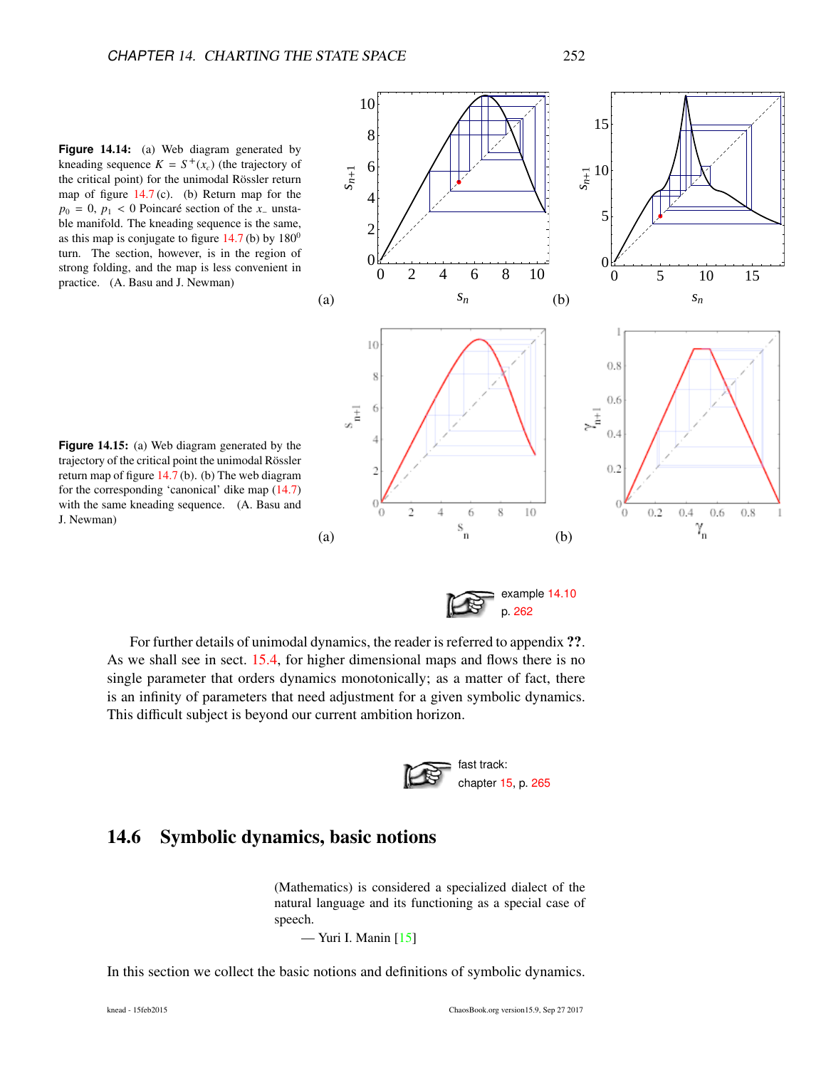**Figure 14.14:** (a) Web diagram generated by kneading sequence $K = S^+(x_c)$ (the trajectory of the critical point) for the unimodal Rössler return map of figure 14.7 (c). (b) Return map for the $p_0 = 0$, $p_1 < 0$ Poincaré section of the $x_-$ unstable manifold. The kneading sequence is the same, as this map is conjugate to figure 14.7 (b) by $180^0$ turn. The section, however, is in the region of strong folding, and the map is less convenient in practice. (A. Basu and J. Newman)

**Figure 14.15:** (a) Web diagram generated by the trajectory of the critical point the unimodal Rössler return map of figure 14.7 (b). (b) The web diagram for the corresponding 'canonical' dike map (14.7) with the same kneading sequence. (A. Basu and J. Newman)

example 14.10
p. 262

For further details of unimodal dynamics, the reader is referred to appendix **??**. As we shall see in sect. 15.4, for higher dimensional maps and flows there is no single parameter that orders dynamics monotonically; as a matter of fact, there is an infinity of parameters that need adjustment for a given symbolic dynamics. This difficult subject is beyond our current ambition horizon.

fast track:
chapter 15, p. 265

## 14.6 Symbolic dynamics, basic notions

(Mathematics) is considered a specialized dialect of the natural language and its functioning as a special case of speech.
— Yuri I. Manin [15]

In this section we collect the basic notions and definitions of symbolic dynamics.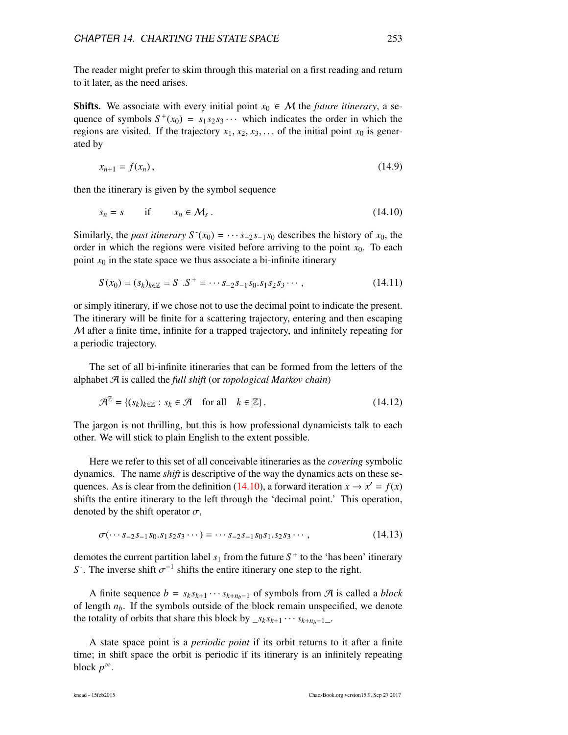The reader might prefer to skim through this material on a first reading and return to it later, as the need arises.

**Shifts.** We associate with every initial point $x_0 \in \mathcal{M}$ the *future itinerary*, a sequence of symbols $S^+(x_0) = s_1 s_2 s_3 \cdots$ which indicates the order in which the regions are visited. If the trajectory $x_1, x_2, x_3, \ldots$ of the initial point $x_0$ is generated by

$$
x_{n+1} = f(x_n)\,, \tag{14.9}
$$

then the itinerary is given by the symbol sequence

$$
s_n = s \qquad \text{if} \qquad x_n \in \mathcal{M}_s\,. \tag{14.10}
$$

Similarly, the *past itinerary* $S^-(x_0) = \cdots s_{-2}s_{-1}s_0$ describes the history of $x_0$, the order in which the regions were visited before arriving to the point $x_0$. To each point $x_0$ in the state space we thus associate a bi-infinite itinerary

$$
S(x_0) = (s_k)_{k\in\mathbb{Z}} = S^-.S^+ = \cdots s_{-2}s_{-1}s_0.s_1s_2s_3\cdots\,, \tag{14.11}
$$

or simply itinerary, if we chose not to use the decimal point to indicate the present. The itinerary will be finite for a scattering trajectory, entering and then escaping $\mathcal{M}$ after a finite time, infinite for a trapped trajectory, and infinitely repeating for a periodic trajectory.

The set of all bi-infinite itineraries that can be formed from the letters of the alphabet $\mathcal{A}$ is called the *full shift* (or *topological Markov chain*)

$$
\mathcal{A}^{\mathbb{Z}} = \{(s_k)_{k\in\mathbb{Z}} : s_k \in \mathcal{A} \quad \text{for all} \quad k \in \mathbb{Z}\}\,. \tag{14.12}
$$

The jargon is not thrilling, but this is how professional dynamicists talk to each other. We will stick to plain English to the extent possible.

Here we refer to this set of all conceivable itineraries as the *covering* symbolic dynamics. The name *shift* is descriptive of the way the dynamics acts on these sequences. As is clear from the definition (14.10), a forward iteration $x \to x' = f(x)$ shifts the entire itinerary to the left through the 'decimal point.' This operation, denoted by the shift operator $\sigma$,

$$
\sigma(\cdots s_{-2}s_{-1}s_0.s_1s_2s_3\cdots) = \cdots s_{-2}s_{-1}s_0s_1.s_2s_3\cdots\,, \tag{14.13}
$$

demotes the current partition label $s_1$ from the future $S^+$ to the 'has been' itinerary $S^-$. The inverse shift $\sigma^{-1}$ shifts the entire itinerary one step to the right.

A finite sequence $b = s_k s_{k+1} \cdots s_{k+n_b-1}$ of symbols from $\mathcal{A}$ is called a *block* of length $n_b$. If the symbols outside of the block remain unspecified, we denote the totality of orbits that share this block by $\_s_k s_{k+1} \cdots s_{k+n_b-1}\_$.

A state space point is a *periodic point* if its orbit returns to it after a finite time; in shift space the orbit is periodic if its itinerary is an infinitely repeating block $p^\infty$.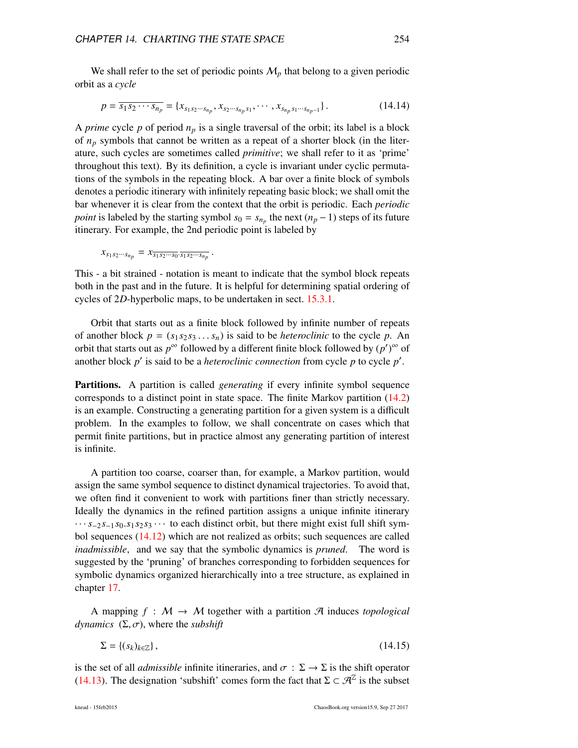We shall refer to the set of periodic points $\mathcal{M}_p$ that belong to a given periodic orbit as a *cycle*

$$p = \overline{s_1 s_2 \cdots s_{n_p}} = \{x_{s_1 s_2 \cdots s_{n_p}}, x_{s_2 \cdots s_{n_p} s_1}, \cdots, x_{s_{n_p} s_1 \cdots s_{n_p - 1}}\}. \tag{14.14}$$

A *prime* cycle $p$ of period $n_p$ is a single traversal of the orbit; its label is a block of $n_p$ symbols that cannot be written as a repeat of a shorter block (in the literature, such cycles are sometimes called *primitive*; we shall refer to it as 'prime' throughout this text). By its definition, a cycle is invariant under cyclic permutations of the symbols in the repeating block. A bar over a finite block of symbols denotes a periodic itinerary with infinitely repeating basic block; we shall omit the bar whenever it is clear from the context that the orbit is periodic. Each *periodic point* is labeled by the starting symbol $s_0 = s_{n_p}$ the next $(n_p - 1)$ steps of its future itinerary. For example, the 2nd periodic point is labeled by

$$x_{s_1 s_2 \cdots s_{n_p}} = x_{\overline{s_1 s_2 \cdots s_0} \cdot \overline{s_1 s_2 \cdots s_{n_p}}}.$$

This - a bit strained - notation is meant to indicate that the symbol block repeats both in the past and in the future. It is helpful for determining spatial ordering of cycles of $2D$-hyperbolic maps, to be undertaken in sect. 15.3.1.

Orbit that starts out as a finite block followed by infinite number of repeats of another block $p = (s_1 s_2 s_3 \ldots s_n)$ is said to be *heteroclinic* to the cycle $p$. An orbit that starts out as $p^\infty$ followed by a different finite block followed by $(p')^\infty$ of another block $p'$ is said to be a *heteroclinic connection* from cycle $p$ to cycle $p'$.

**Partitions.** A partition is called *generating* if every infinite symbol sequence corresponds to a distinct point in state space. The finite Markov partition (14.2) is an example. Constructing a generating partition for a given system is a difficult problem. In the examples to follow, we shall concentrate on cases which that permit finite partitions, but in practice almost any generating partition of interest is infinite.

A partition too coarse, coarser than, for example, a Markov partition, would assign the same symbol sequence to distinct dynamical trajectories. To avoid that, we often find it convenient to work with partitions finer than strictly necessary. Ideally the dynamics in the refined partition assigns a unique infinite itinerary $\cdots s_{-2} s_{-1} s_0 . s_1 s_2 s_3 \cdots$ to each distinct orbit, but there might exist full shift symbol sequences (14.12) which are not realized as orbits; such sequences are called *inadmissible*, and we say that the symbolic dynamics is *pruned*. The word is suggested by the 'pruning' of branches corresponding to forbidden sequences for symbolic dynamics organized hierarchically into a tree structure, as explained in chapter 17.

A mapping $f : \mathcal{M} \to \mathcal{M}$ together with a partition $\mathcal{A}$ induces *topological dynamics* $(\Sigma, \sigma)$, where the *subshift*

$$\Sigma = \{(s_k)_{k \in \mathbb{Z}}\}, \tag{14.15}$$

is the set of all *admissible* infinite itineraries, and $\sigma : \Sigma \to \Sigma$ is the shift operator (14.13). The designation 'subshift' comes form the fact that $\Sigma \subset \mathcal{A}^{\mathbb{Z}}$ is the subset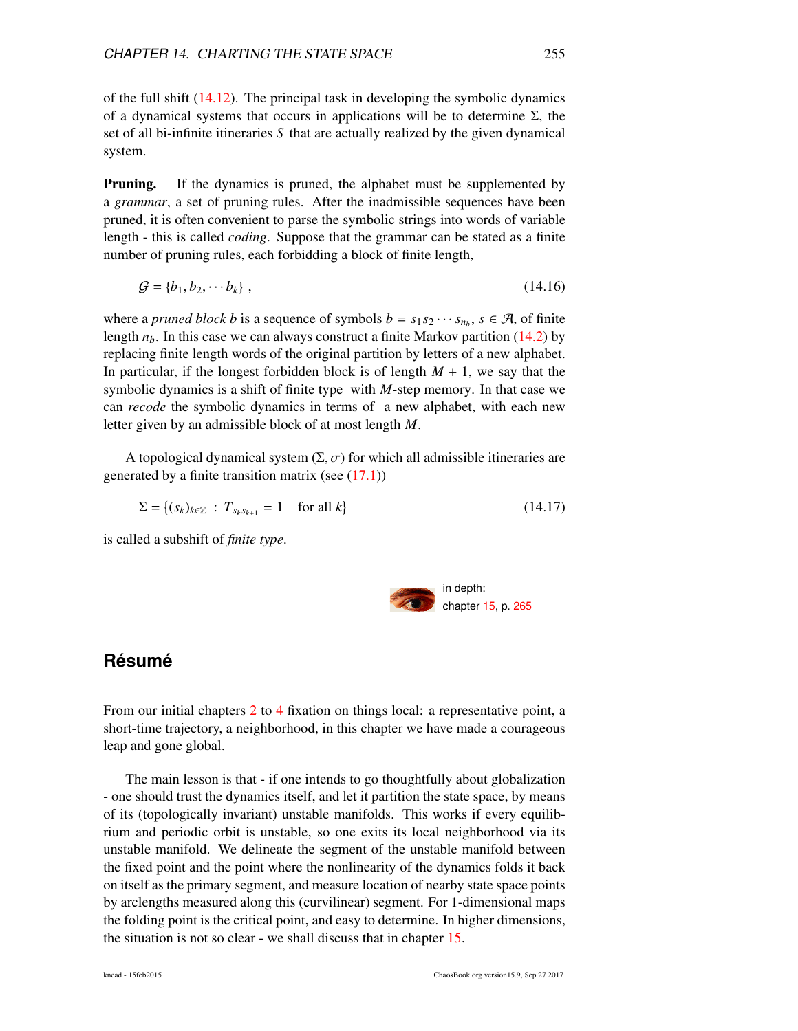of the full shift (14.12). The principal task in developing the symbolic dynamics of a dynamical systems that occurs in applications will be to determine $\Sigma$, the set of all bi-infinite itineraries $S$ that are actually realized by the given dynamical system.

**Pruning.** If the dynamics is pruned, the alphabet must be supplemented by a *grammar*, a set of pruning rules. After the inadmissible sequences have been pruned, it is often convenient to parse the symbolic strings into words of variable length - this is called *coding*. Suppose that the grammar can be stated as a finite number of pruning rules, each forbidding a block of finite length,

$$\mathcal{G} = \{b_1, b_2, \cdots b_k\} , \tag{14.16}$$

where a *pruned block* $b$ is a sequence of symbols $b = s_1 s_2 \cdots s_{n_b}$, $s \in \mathcal{A}$, of finite length $n_b$. In this case we can always construct a finite Markov partition (14.2) by replacing finite length words of the original partition by letters of a new alphabet. In particular, if the longest forbidden block is of length $M + 1$, we say that the symbolic dynamics is a shift of finite type with $M$-step memory. In that case we can *recode* the symbolic dynamics in terms of a new alphabet, with each new letter given by an admissible block of at most length $M$.

A topological dynamical system $(\Sigma, \sigma)$ for which all admissible itineraries are generated by a finite transition matrix (see (17.1))

$$\Sigma = \{(s_k)_{k\in\mathbb{Z}} \; : \; T_{s_k s_{k+1}} = 1 \quad \text{for all } k\} \tag{14.17}$$

is called a subshift of *finite type*.

in depth:
chapter 15, p. 265

## Résumé

From our initial chapters 2 to 4 fixation on things local: a representative point, a short-time trajectory, a neighborhood, in this chapter we have made a courageous leap and gone global.

The main lesson is that - if one intends to go thoughtfully about globalization - one should trust the dynamics itself, and let it partition the state space, by means of its (topologically invariant) unstable manifolds. This works if every equilibrium and periodic orbit is unstable, so one exits its local neighborhood via its unstable manifold. We delineate the segment of the unstable manifold between the fixed point and the point where the nonlinearity of the dynamics folds it back on itself as the primary segment, and measure location of nearby state space points by arclengths measured along this (curvilinear) segment. For 1-dimensional maps the folding point is the critical point, and easy to determine. In higher dimensions, the situation is not so clear - we shall discuss that in chapter 15.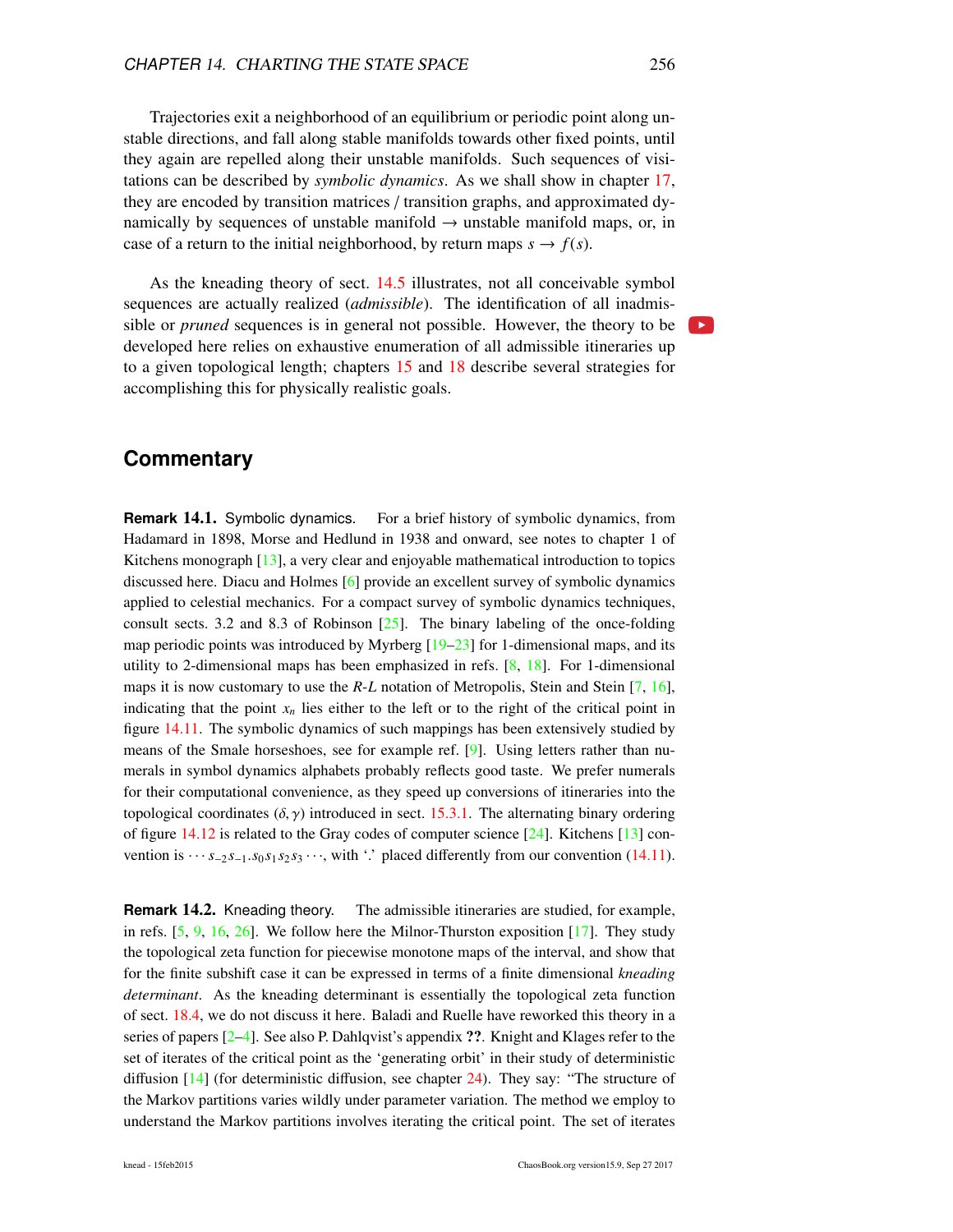Trajectories exit a neighborhood of an equilibrium or periodic point along unstable directions, and fall along stable manifolds towards other fixed points, until they again are repelled along their unstable manifolds. Such sequences of visitations can be described by *symbolic dynamics*. As we shall show in chapter 17, they are encoded by transition matrices / transition graphs, and approximated dynamically by sequences of unstable manifold → unstable manifold maps, or, in case of a return to the initial neighborhood, by return maps $s \to f(s)$.

As the kneading theory of sect. 14.5 illustrates, not all conceivable symbol sequences are actually realized (*admissible*). The identification of all inadmissible or *pruned* sequences is in general not possible. However, the theory to be developed here relies on exhaustive enumeration of all admissible itineraries up to a given topological length; chapters 15 and 18 describe several strategies for accomplishing this for physically realistic goals.

## Commentary

**Remark 14.1.** Symbolic dynamics. For a brief history of symbolic dynamics, from Hadamard in 1898, Morse and Hedlund in 1938 and onward, see notes to chapter 1 of Kitchens monograph [13], a very clear and enjoyable mathematical introduction to topics discussed here. Diacu and Holmes [6] provide an excellent survey of symbolic dynamics applied to celestial mechanics. For a compact survey of symbolic dynamics techniques, consult sects. 3.2 and 8.3 of Robinson [25]. The binary labeling of the once-folding map periodic points was introduced by Myrberg [19–23] for 1-dimensional maps, and its utility to 2-dimensional maps has been emphasized in refs. [8, 18]. For 1-dimensional maps it is now customary to use the *R*-*L* notation of Metropolis, Stein and Stein [7, 16], indicating that the point $x_n$ lies either to the left or to the right of the critical point in figure 14.11. The symbolic dynamics of such mappings has been extensively studied by means of the Smale horseshoes, see for example ref. [9]. Using letters rather than numerals in symbol dynamics alphabets probably reflects good taste. We prefer numerals for their computational convenience, as they speed up conversions of itineraries into the topological coordinates $(\delta, \gamma)$ introduced in sect. 15.3.1. The alternating binary ordering of figure 14.12 is related to the Gray codes of computer science [24]. Kitchens [13] convention is $\cdots s_{-2}s_{-1}.s_0s_1s_2s_3\cdots$, with '.' placed differently from our convention (14.11).

**Remark 14.2.** Kneading theory. The admissible itineraries are studied, for example, in refs. [5, 9, 16, 26]. We follow here the Milnor-Thurston exposition [17]. They study the topological zeta function for piecewise monotone maps of the interval, and show that for the finite subshift case it can be expressed in terms of a finite dimensional *kneading determinant*. As the kneading determinant is essentially the topological zeta function of sect. 18.4, we do not discuss it here. Baladi and Ruelle have reworked this theory in a series of papers [2–4]. See also P. Dahlqvist's appendix **??**. Knight and Klages refer to the set of iterates of the critical point as the 'generating orbit' in their study of deterministic diffusion [14] (for deterministic diffusion, see chapter 24). They say: "The structure of the Markov partitions varies wildly under parameter variation. The method we employ to understand the Markov partitions involves iterating the critical point. The set of iterates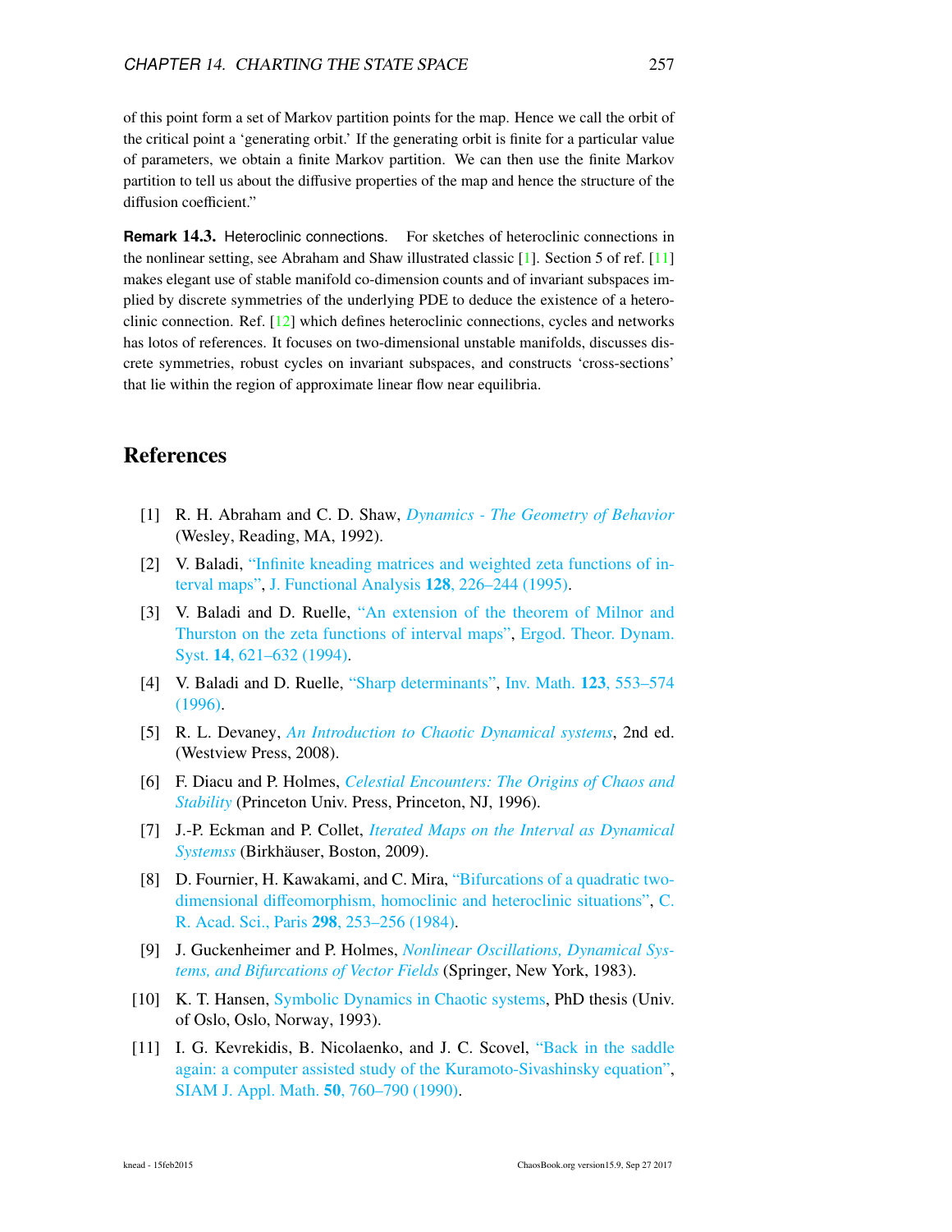of this point form a set of Markov partition points for the map. Hence we call the orbit of the critical point a 'generating orbit.' If the generating orbit is finite for a particular value of parameters, we obtain a finite Markov partition. We can then use the finite Markov partition to tell us about the diffusive properties of the map and hence the structure of the diffusion coefficient."

**Remark 14.3.** Heteroclinic connections. For sketches of heteroclinic connections in the nonlinear setting, see Abraham and Shaw illustrated classic [1]. Section 5 of ref. [11] makes elegant use of stable manifold co-dimension counts and of invariant subspaces implied by discrete symmetries of the underlying PDE to deduce the existence of a heteroclinic connection. Ref. [12] which defines heteroclinic connections, cycles and networks has lotos of references. It focuses on two-dimensional unstable manifolds, discusses discrete symmetries, robust cycles on invariant subspaces, and constructs 'cross-sections' that lie within the region of approximate linear flow near equilibria.

## References

[1] R. H. Abraham and C. D. Shaw, *Dynamics - The Geometry of Behavior* (Wesley, Reading, MA, 1992).

[2] V. Baladi, "Infinite kneading matrices and weighted zeta functions of interval maps", J. Functional Analysis **128**, 226–244 (1995).

[3] V. Baladi and D. Ruelle, "An extension of the theorem of Milnor and Thurston on the zeta functions of interval maps", Ergod. Theor. Dynam. Syst. **14**, 621–632 (1994).

[4] V. Baladi and D. Ruelle, "Sharp determinants", Inv. Math. **123**, 553–574 (1996).

[5] R. L. Devaney, *An Introduction to Chaotic Dynamical systems*, 2nd ed. (Westview Press, 2008).

[6] F. Diacu and P. Holmes, *Celestial Encounters: The Origins of Chaos and Stability* (Princeton Univ. Press, Princeton, NJ, 1996).

[7] J.-P. Eckman and P. Collet, *Iterated Maps on the Interval as Dynamical Systemss* (Birkhäuser, Boston, 2009).

[8] D. Fournier, H. Kawakami, and C. Mira, "Bifurcations of a quadratic two-dimensional diffeomorphism, homoclinic and heteroclinic situations", C. R. Acad. Sci., Paris **298**, 253–256 (1984).

[9] J. Guckenheimer and P. Holmes, *Nonlinear Oscillations, Dynamical Systems, and Bifurcations of Vector Fields* (Springer, New York, 1983).

[10] K. T. Hansen, Symbolic Dynamics in Chaotic systems, PhD thesis (Univ. of Oslo, Oslo, Norway, 1993).

[11] I. G. Kevrekidis, B. Nicolaenko, and J. C. Scovel, "Back in the saddle again: a computer assisted study of the Kuramoto-Sivashinsky equation", SIAM J. Appl. Math. **50**, 760–790 (1990).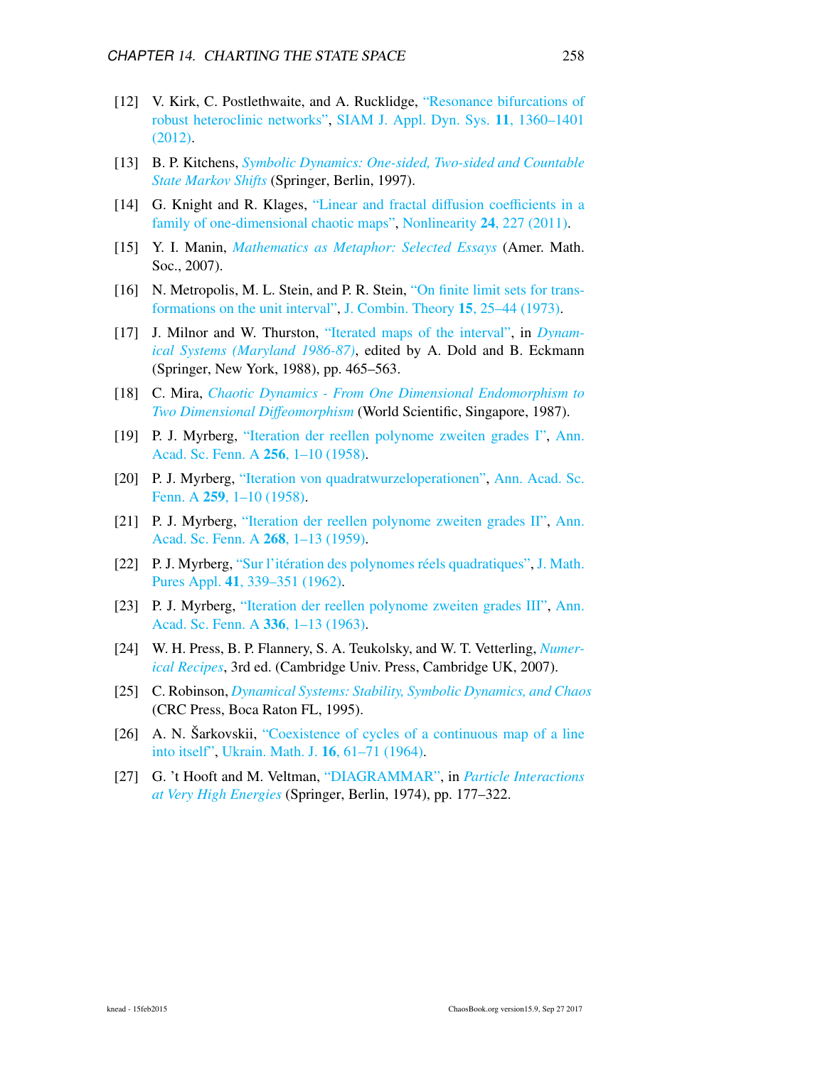[12] V. Kirk, C. Postlethwaite, and A. Rucklidge, "Resonance bifurcations of robust heteroclinic networks", SIAM J. Appl. Dyn. Sys. **11**, 1360–1401 (2012).

[13] B. P. Kitchens, *Symbolic Dynamics: One-sided, Two-sided and Countable State Markov Shifts* (Springer, Berlin, 1997).

[14] G. Knight and R. Klages, "Linear and fractal diffusion coefficients in a family of one-dimensional chaotic maps", Nonlinearity **24**, 227 (2011).

[15] Y. I. Manin, *Mathematics as Metaphor: Selected Essays* (Amer. Math. Soc., 2007).

[16] N. Metropolis, M. L. Stein, and P. R. Stein, "On finite limit sets for transformations on the unit interval", J. Combin. Theory **15**, 25–44 (1973).

[17] J. Milnor and W. Thurston, "Iterated maps of the interval", in *Dynamical Systems (Maryland 1986-87)*, edited by A. Dold and B. Eckmann (Springer, New York, 1988), pp. 465–563.

[18] C. Mira, *Chaotic Dynamics - From One Dimensional Endomorphism to Two Dimensional Diffeomorphism* (World Scientific, Singapore, 1987).

[19] P. J. Myrberg, "Iteration der reellen polynome zweiten grades I", Ann. Acad. Sc. Fenn. A **256**, 1–10 (1958).

[20] P. J. Myrberg, "Iteration von quadratwurzeloperationen", Ann. Acad. Sc. Fenn. A **259**, 1–10 (1958).

[21] P. J. Myrberg, "Iteration der reellen polynome zweiten grades II", Ann. Acad. Sc. Fenn. A **268**, 1–13 (1959).

[22] P. J. Myrberg, "Sur l'itération des polynomes réels quadratiques", J. Math. Pures Appl. **41**, 339–351 (1962).

[23] P. J. Myrberg, "Iteration der reellen polynome zweiten grades III", Ann. Acad. Sc. Fenn. A **336**, 1–13 (1963).

[24] W. H. Press, B. P. Flannery, S. A. Teukolsky, and W. T. Vetterling, *Numerical Recipes*, 3rd ed. (Cambridge Univ. Press, Cambridge UK, 2007).

[25] C. Robinson, *Dynamical Systems: Stability, Symbolic Dynamics, and Chaos* (CRC Press, Boca Raton FL, 1995).

[26] A. N. Šarkovskii, "Coexistence of cycles of a continuous map of a line into itself", Ukrain. Math. J. **16**, 61–71 (1964).

[27] G. 't Hooft and M. Veltman, "DIAGRAMMAR", in *Particle Interactions at Very High Energies* (Springer, Berlin, 1974), pp. 177–322.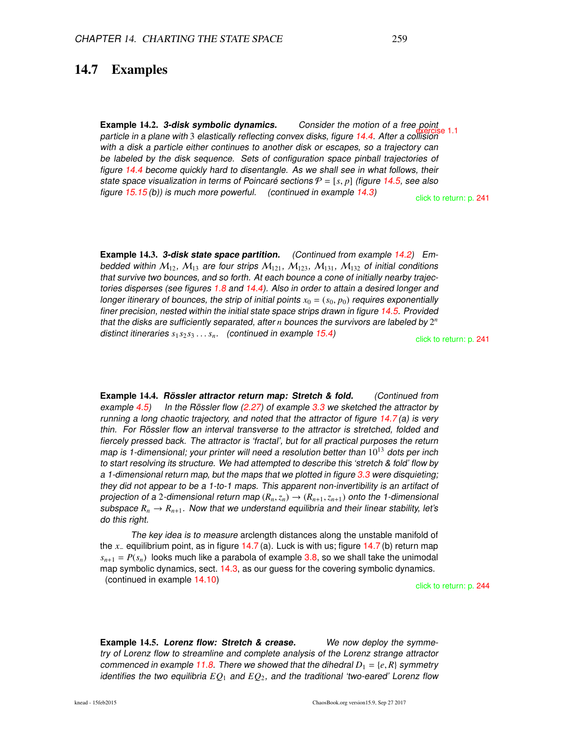## 14.7 Examples

**Example 14.2.** ***3-disk symbolic dynamics.*** *Consider the motion of a free point particle in a plane with 3 elastically reflecting convex disks, figure 14.4. After a collision with a disk a particle either continues to another disk or escapes, so a trajectory can be labeled by the disk sequence. Sets of configuration space pinball trajectories of figure 14.4 become quickly hard to disentangle. As we shall see in what follows, their state space visualization in terms of Poincaré sections $\mathcal{P} = [s, p]$ (figure 14.5, see also figure 15.15 (b)) is much more powerful. (continued in example 14.3)*

exercise 1.1

click to return: p. 241

**Example 14.3.** ***3-disk state space partition.*** *(Continued from example 14.2) Embedded within $\mathcal{M}_{12}$, $\mathcal{M}_{13}$ are four strips $\mathcal{M}_{121}$, $\mathcal{M}_{123}$, $\mathcal{M}_{131}$, $\mathcal{M}_{132}$ of initial conditions that survive two bounces, and so forth. At each bounce a cone of initially nearby trajectories disperses (see figures 1.8 and 14.4). Also in order to attain a desired longer and longer itinerary of bounces, the strip of initial points $x_0 = (s_0, p_0)$ requires exponentially finer precision, nested within the initial state space strips drawn in figure 14.5. Provided that the disks are sufficiently separated, after $n$ bounces the survivors are labeled by $2^n$ distinct itineraries $s_1 s_2 s_3 \ldots s_n$. (continued in example 15.4)*

click to return: p. 241

**Example 14.4.** ***Rössler attractor return map: Stretch & fold.*** *(Continued from example 4.5) In the Rössler flow (2.27) of example 3.3 we sketched the attractor by running a long chaotic trajectory, and noted that the attractor of figure 14.7 (a) is very thin. For Rössler flow an interval transverse to the attractor is stretched, folded and fiercely pressed back. The attractor is 'fractal', but for all practical purposes the return map is 1-dimensional; your printer will need a resolution better than $10^{13}$ dots per inch to start resolving its structure. We had attempted to describe this 'stretch & fold' flow by a 1-dimensional return map, but the maps that we plotted in figure 3.3 were disquieting; they did not appear to be a 1-to-1 maps. This apparent non-invertibility is an artifact of projection of a 2-dimensional return map $(R_n, z_n) \to (R_{n+1}, z_{n+1})$ onto the 1-dimensional subspace $R_n \to R_{n+1}$. Now that we understand equilibria and their linear stability, let's do this right.*

*The key idea is to measure* arclength distances along the unstable manifold of the $x_-$ equilibrium point, as in figure 14.7 (a). Luck is with us; figure 14.7 (b) return map $s_{n+1} = P(s_n)$ looks much like a parabola of example 3.8, so we shall take the unimodal map symbolic dynamics, sect. 14.3, as our guess for the covering symbolic dynamics. (continued in example 14.10)

click to return: p. 244

**Example 14.5.** ***Lorenz flow: Stretch & crease.*** *We now deploy the symmetry of Lorenz flow to streamline and complete analysis of the Lorenz strange attractor commenced in example 11.8. There we showed that the dihedral $D_1 = \{e, R\}$ symmetry identifies the two equilibria $EQ_1$ and $EQ_2$, and the traditional 'two-eared' Lorenz flow*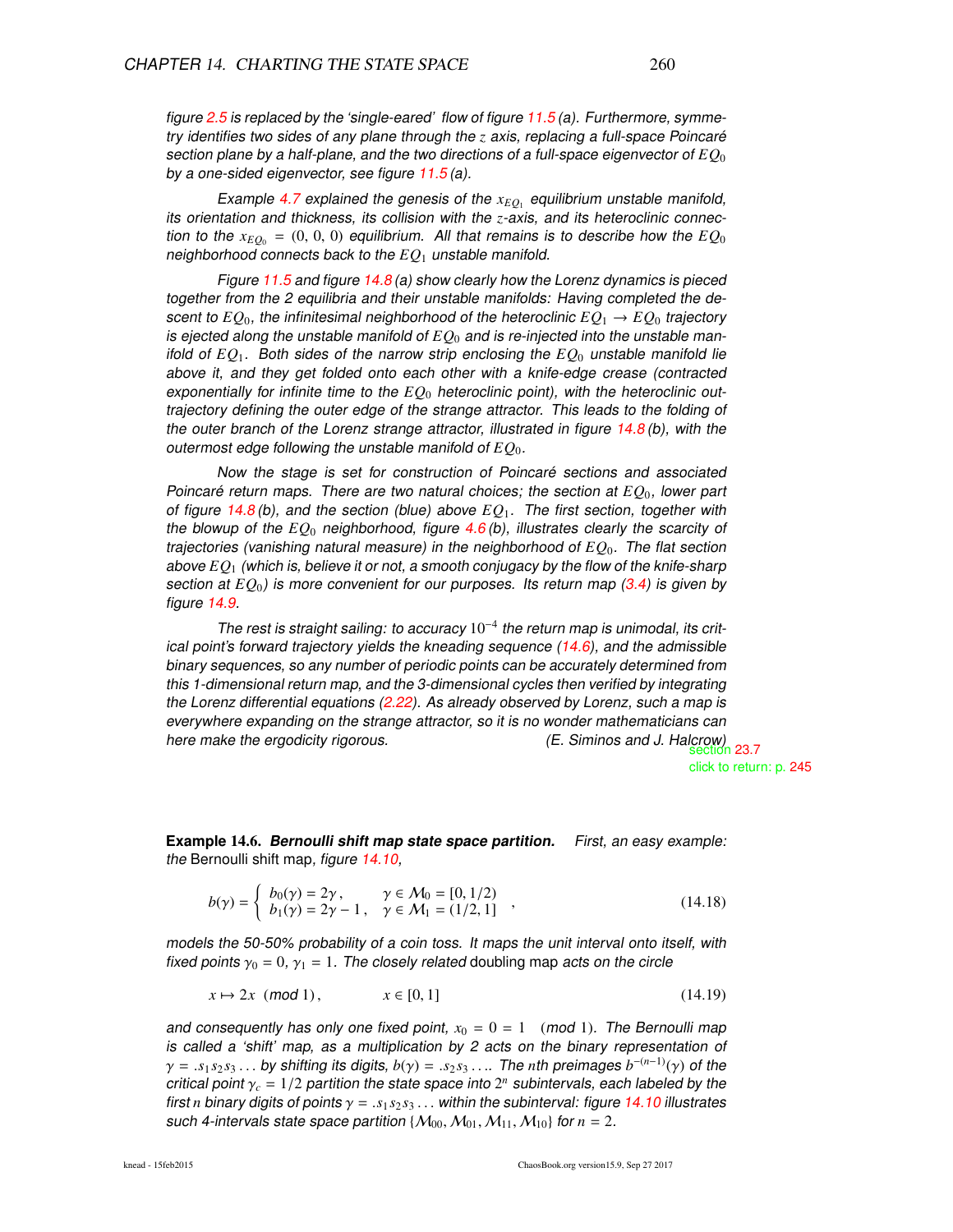*figure 2.5 is replaced by the 'single-eared' flow of figure 11.5 (a). Furthermore, symmetry identifies two sides of any plane through the $z$ axis, replacing a full-space Poincaré section plane by a half-plane, and the two directions of a full-space eigenvector of $EQ_0$ by a one-sided eigenvector, see figure 11.5 (a).*

*Example 4.7 explained the genesis of the $x_{EQ_1}$ equilibrium unstable manifold, its orientation and thickness, its collision with the $z$-axis, and its heteroclinic connection to the $x_{EQ_0} = (0, 0, 0)$ equilibrium. All that remains is to describe how the $EQ_0$ neighborhood connects back to the $EQ_1$ unstable manifold.*

*Figure 11.5 and figure 14.8 (a) show clearly how the Lorenz dynamics is pieced together from the 2 equilibria and their unstable manifolds: Having completed the descent to $EQ_0$, the infinitesimal neighborhood of the heteroclinic $EQ_1 \to EQ_0$ trajectory is ejected along the unstable manifold of $EQ_0$ and is re-injected into the unstable manifold of $EQ_1$. Both sides of the narrow strip enclosing the $EQ_0$ unstable manifold lie above it, and they get folded onto each other with a knife-edge crease (contracted exponentially for infinite time to the $EQ_0$ heteroclinic point), with the heteroclinic out-trajectory defining the outer edge of the strange attractor. This leads to the folding of the outer branch of the Lorenz strange attractor, illustrated in figure 14.8 (b), with the outermost edge following the unstable manifold of $EQ_0$.*

*Now the stage is set for construction of Poincaré sections and associated Poincaré return maps. There are two natural choices; the section at $EQ_0$, lower part of figure 14.8 (b), and the section (blue) above $EQ_1$. The first section, together with the blowup of the $EQ_0$ neighborhood, figure 4.6 (b), illustrates clearly the scarcity of trajectories (vanishing natural measure) in the neighborhood of $EQ_0$. The flat section above $EQ_1$ (which is, believe it or not, a smooth conjugacy by the flow of the knife-sharp section at $EQ_0$) is more convenient for our purposes. Its return map (3.4) is given by figure 14.9.*

*The rest is straight sailing: to accuracy $10^{-4}$ the return map is unimodal, its critical point's forward trajectory yields the kneading sequence (14.6), and the admissible binary sequences, so any number of periodic points can be accurately determined from this 1-dimensional return map, and the 3-dimensional cycles then verified by integrating the Lorenz differential equations (2.22). As already observed by Lorenz, such a map is everywhere expanding on the strange attractor, so it is no wonder mathematicians can here make the ergodicity rigorous.* (E. Siminos and J. Halcrow)

section 23.7
click to return: p. 245

**Example 14.6. *Bernoulli shift map state space partition.*** *First, an easy example: the* Bernoulli shift map, *figure 14.10,*

$$b(\gamma) = \begin{cases} b_0(\gamma) = 2\gamma\,, & \gamma \in \mathcal{M}_0 = [0, 1/2) \\ b_1(\gamma) = 2\gamma - 1\,, & \gamma \in \mathcal{M}_1 = (1/2, 1] \end{cases}, \tag{14.18}$$

*models the 50-50% probability of a coin toss. It maps the unit interval onto itself, with fixed points $\gamma_0 = 0$, $\gamma_1 = 1$. The closely related* doubling map *acts on the circle*

$$x \mapsto 2x \pmod 1\,, \qquad x \in [0, 1] \tag{14.19}$$

*and consequently has only one fixed point, $x_0 = 0 = 1 \pmod 1$. The Bernoulli map is called a 'shift' map, as a multiplication by 2 acts on the binary representation of $\gamma = .s_1 s_2 s_3 \ldots$ by shifting its digits, $b(\gamma) = .s_2 s_3 \ldots$. The $n$th preimages $b^{-(n-1)}(\gamma)$ of the critical point $\gamma_c = 1/2$ partition the state space into $2^n$ subintervals, each labeled by the first $n$ binary digits of points $\gamma = .s_1 s_2 s_3 \ldots$ within the subinterval: figure 14.10 illustrates such 4-intervals state space partition $\{\mathcal{M}_{00}, \mathcal{M}_{01}, \mathcal{M}_{11}, \mathcal{M}_{10}\}$ for $n = 2$.*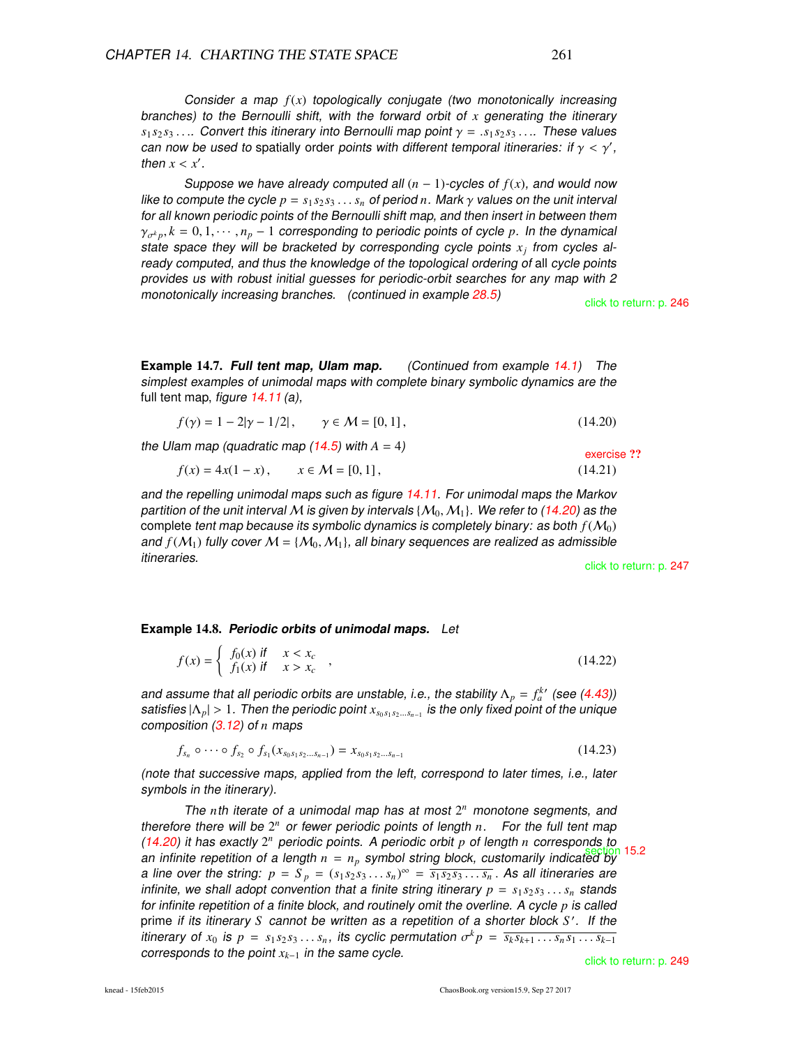*Consider a map $f(x)$ topologically conjugate (two monotonically increasing branches) to the Bernoulli shift, with the forward orbit of $x$ generating the itinerary $s_1s_2s_3\ldots$. Convert this itinerary into Bernoulli map point $\gamma = .s_1s_2s_3\ldots$. These values can now be used to* spatially order *points with different temporal itineraries: if $\gamma < \gamma'$, then $x < x'$.*

*Suppose we have already computed all $(n-1)$-cycles of $f(x)$, and would now like to compute the cycle $p = s_1s_2s_3\ldots s_n$ of period $n$. Mark $\gamma$ values on the unit interval for all known periodic points of the Bernoulli shift map, and then insert in between them $\gamma_{\sigma^k p}, k = 0, 1, \cdots, n_p - 1$ corresponding to periodic points of cycle $p$. In the dynamical state space they will be bracketed by corresponding cycle points $x_j$ from cycles already computed, and thus the knowledge of the topological ordering of* all *cycle points provides us with robust initial guesses for periodic-orbit searches for any map with 2 monotonically increasing branches. (continued in example 28.5)*

click to return: p. 246

**Example 14.7. *Full tent map, Ulam map.*** *(Continued from example 14.1) The simplest examples of unimodal maps with complete binary symbolic dynamics are the* full tent map, *figure 14.11 (a),*

$$f(\gamma) = 1 - 2|\gamma - 1/2|\,, \qquad \gamma \in \mathcal{M} = [0, 1]\,, \tag{14.20}$$

*the Ulam map (quadratic map (14.5) with $A = 4$)*

exercise ??

$$f(x) = 4x(1-x)\,, \qquad x \in \mathcal{M} = [0, 1]\,, \tag{14.21}$$

*and the repelling unimodal maps such as figure 14.11. For unimodal maps the Markov partition of the unit interval $\mathcal{M}$ is given by intervals $\{\mathcal{M}_0, \mathcal{M}_1\}$. We refer to (14.20) as the* complete *tent map because its symbolic dynamics is completely binary: as both $f(\mathcal{M}_0)$ and $f(\mathcal{M}_1)$ fully cover $\mathcal{M} = \{\mathcal{M}_0, \mathcal{M}_1\}$, all binary sequences are realized as admissible itineraries.*

click to return: p. 247

**Example 14.8. *Periodic orbits of unimodal maps.*** *Let*

$$f(x) = \begin{cases} f_0(x) \text{ if } & x < x_c \\ f_1(x) \text{ if } & x > x_c \end{cases}\,, \tag{14.22}$$

*and assume that all periodic orbits are unstable, i.e., the stability $\Lambda_p = f_a^{k}{}'$ (see (4.43)) satisfies $|\Lambda_p| > 1$. Then the periodic point $x_{s_0s_1s_2\ldots s_{n-1}}$ is the only fixed point of the unique composition (3.12) of $n$ maps*

$$f_{s_n} \circ \cdots \circ f_{s_2} \circ f_{s_1}(x_{s_0s_1s_2\ldots s_{n-1}}) = x_{s_0s_1s_2\ldots s_{n-1}} \tag{14.23}$$

*(note that successive maps, applied from the left, correspond to later times, i.e., later symbols in the itinerary).*

*The $n$th iterate of a unimodal map has at most $2^n$ monotone segments, and therefore there will be $2^n$ or fewer periodic points of length $n$. For the full tent map (14.20) it has exactly $2^n$ periodic points. A periodic orbit $p$ of length $n$ corresponds to an infinite repetition of a length $n = n_p$ symbol string block, customarily indicated by a line over the string: $p = S_p = (s_1s_2s_3\ldots s_n)^\infty = \overline{s_1s_2s_3\ldots s_n}$. As all itineraries are infinite, we shall adopt convention that a finite string itinerary $p = s_1s_2s_3\ldots s_n$ stands for infinite repetition of a finite block, and routinely omit the overline. A cycle $p$ is called* prime *if its itinerary $S$ cannot be written as a repetition of a shorter block $S'$. If the itinerary of $x_0$ is $p = s_1s_2s_3\ldots s_n$, its cyclic permutation $\sigma^k p = \overline{s_ks_{k+1}\ldots s_ns_1\ldots s_{k-1}}$ corresponds to the point $x_{k-1}$ in the same cycle.*

section 15.2

click to return: p. 249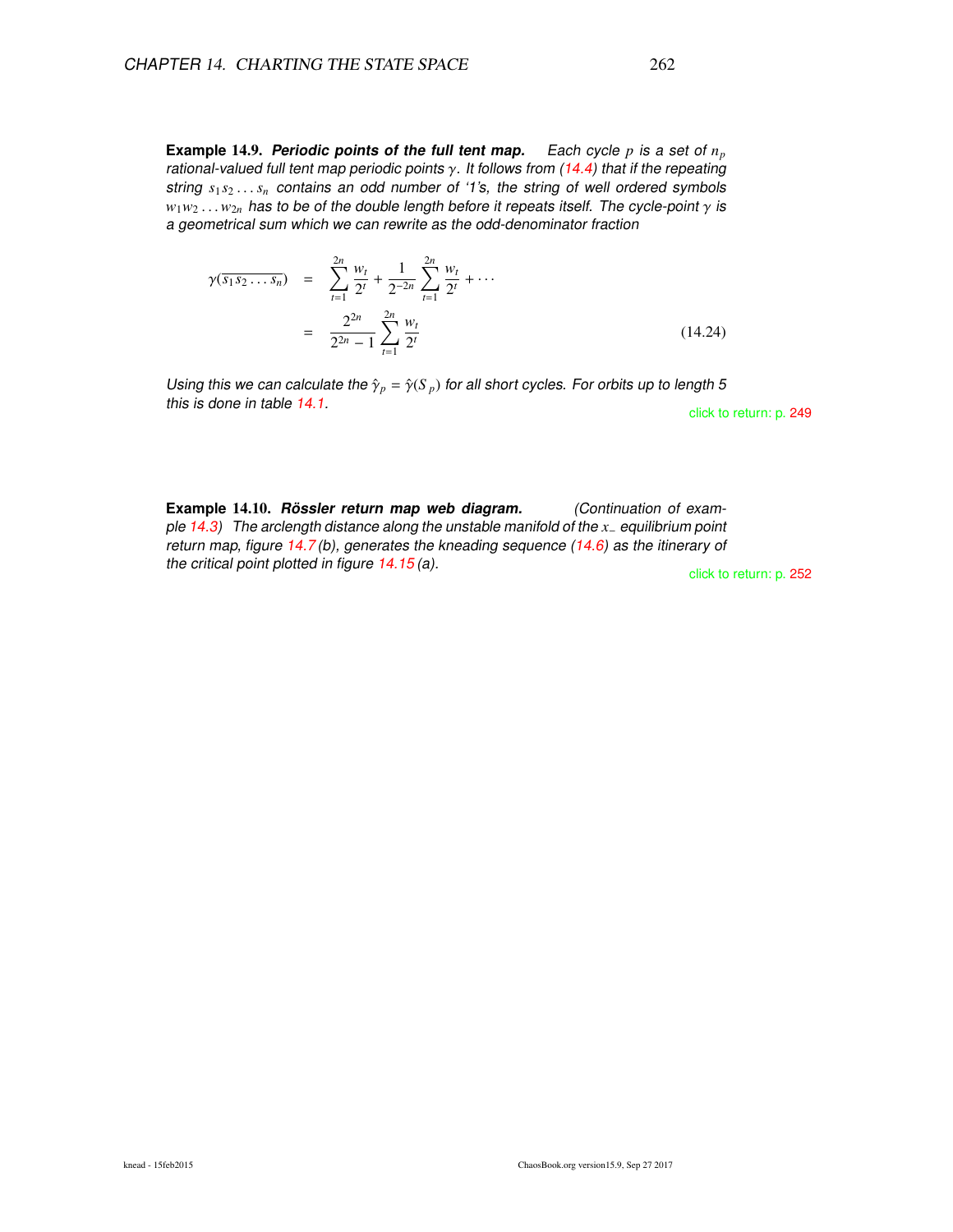**Example 14.9.** ***Periodic points of the full tent map.*** *Each cycle $p$ is a set of $n_p$ rational-valued full tent map periodic points $\gamma$. It follows from (14.4) that if the repeating string $s_1 s_2 \ldots s_n$ contains an odd number of '1's, the string of well ordered symbols $w_1 w_2 \ldots w_{2n}$ has to be of the double length before it repeats itself. The cycle-point $\gamma$ is a geometrical sum which we can rewrite as the odd-denominator fraction*

$$
\begin{aligned}
\gamma(\overline{s_1 s_2 \ldots s_n}) &= \sum_{t=1}^{2n} \frac{w_t}{2^t} + \frac{1}{2^{-2n}} \sum_{t=1}^{2n} \frac{w_t}{2^t} + \cdots \\
&= \frac{2^{2n}}{2^{2n}-1} \sum_{t=1}^{2n} \frac{w_t}{2^t}
\end{aligned}
\tag{14.24}
$$

*Using this we can calculate the $\hat{\gamma}_p = \hat{\gamma}(S_p)$ for all short cycles. For orbits up to length 5 this is done in table 14.1.*

click to return: p. 249

**Example 14.10.** ***Rössler return map web diagram.*** *(Continuation of example 14.3) The arclength distance along the unstable manifold of the $x_-$ equilibrium point return map, figure 14.7 (b), generates the kneading sequence (14.6) as the itinerary of the critical point plotted in figure 14.15 (a).*

click to return: p. 252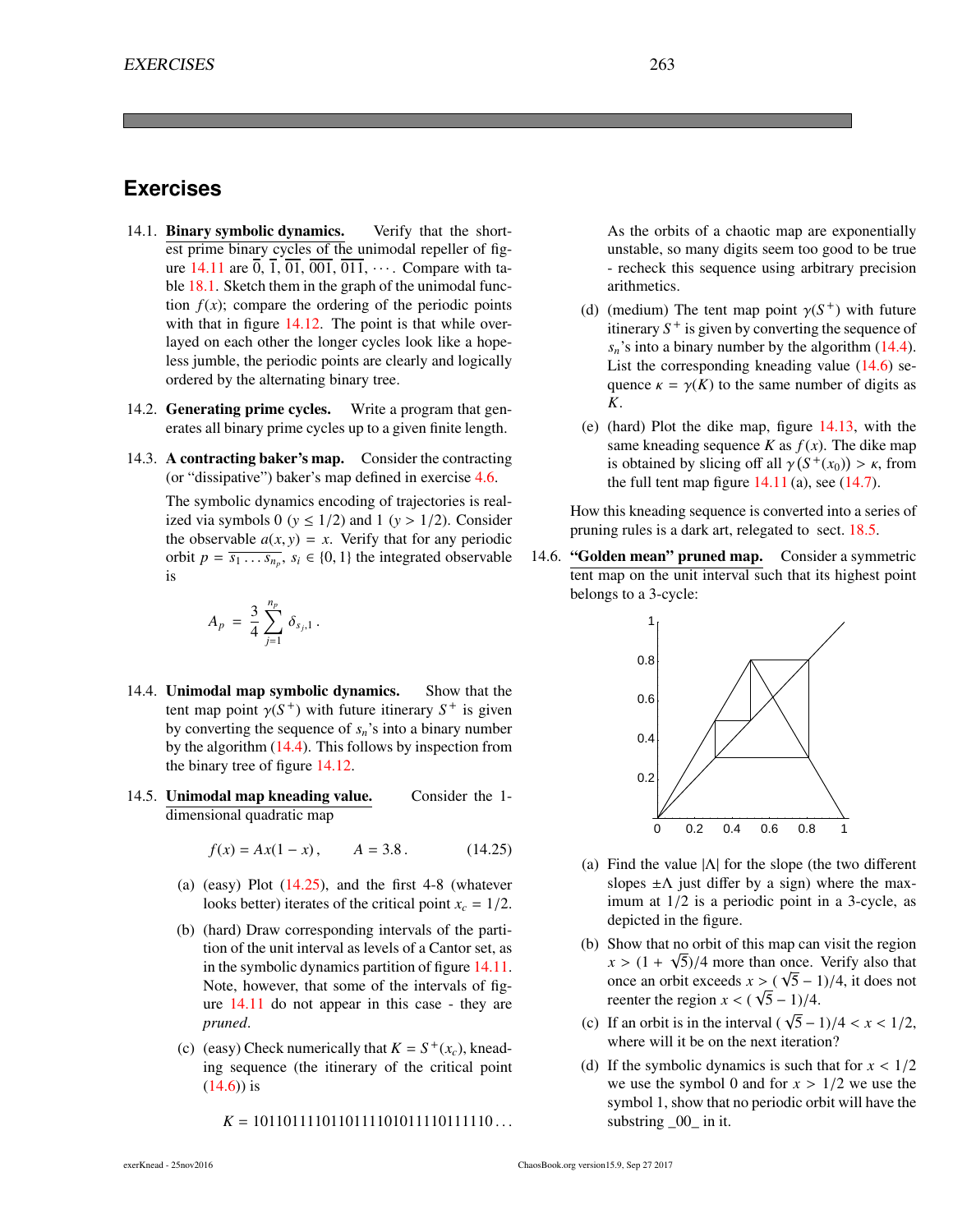## Exercises

14.1. **Binary symbolic dynamics.** Verify that the shortest prime binary cycles of the unimodal repeller of figure 14.11 are $\overline{0}$, $\overline{1}$, $\overline{01}$, $\overline{001}$, $\overline{011}$, $\cdots$. Compare with table 18.1. Sketch them in the graph of the unimodal function $f(x)$; compare the ordering of the periodic points with that in figure 14.12. The point is that while overlayed on each other the longer cycles look like a hopeless jumble, the periodic points are clearly and logically ordered by the alternating binary tree.

14.2. **Generating prime cycles.** Write a program that generates all binary prime cycles up to a given finite length.

14.3. **A contracting baker's map.** Consider the contracting (or "dissipative") baker's map defined in exercise 4.6.

The symbolic dynamics encoding of trajectories is realized via symbols 0 ($y \leq 1/2$) and 1 ($y > 1/2$). Consider the observable $a(x, y) = x$. Verify that for any periodic orbit $p = \overline{s_1 \ldots s_{n_p}}$, $s_i \in \{0, 1\}$ the integrated observable is

$$A_p = \frac{3}{4} \sum_{j=1}^{n_p} \delta_{s_j,1} .$$

14.4. **Unimodal map symbolic dynamics.** Show that the tent map point $\gamma(S^+)$ with future itinerary $S^+$ is given by converting the sequence of $s_n$'s into a binary number by the algorithm (14.4). This follows by inspection from the binary tree of figure 14.12.

14.5. **Unimodal map kneading value.** Consider the 1-dimensional quadratic map

$$f(x) = Ax(1 - x) , \qquad A = 3.8 . \tag{14.25}$$

(a) (easy) Plot (14.25), and the first 4-8 (whatever looks better) iterates of the critical point $x_c = 1/2$.

(b) (hard) Draw corresponding intervals of the partition of the unit interval as levels of a Cantor set, as in the symbolic dynamics partition of figure 14.11. Note, however, that some of the intervals of figure 14.11 do not appear in this case - they are *pruned*.

(c) (easy) Check numerically that $K = S^+(x_c)$, kneading sequence (the itinerary of the critical point (14.6)) is

$$K = 1011011110110111101011110111110\ldots$$

As the orbits of a chaotic map are exponentially unstable, so many digits seem too good to be true - recheck this sequence using arbitrary precision arithmetics.

(d) (medium) The tent map point $\gamma(S^+)$ with future itinerary $S^+$ is given by converting the sequence of $s_n$'s into a binary number by the algorithm (14.4). List the corresponding kneading value (14.6) sequence $\kappa = \gamma(K)$ to the same number of digits as $K$.

(e) (hard) Plot the dike map, figure 14.13, with the same kneading sequence $K$ as $f(x)$. The dike map is obtained by slicing off all $\gamma(S^+(x_0)) > \kappa$, from the full tent map figure 14.11 (a), see (14.7).

How this kneading sequence is converted into a series of pruning rules is a dark art, relegated to sect. 18.5.

14.6. **"Golden mean" pruned map.** Consider a symmetric tent map on the unit interval such that its highest point belongs to a 3-cycle:

(a) Find the value $|\Lambda|$ for the slope (the two different slopes $\pm\Lambda$ just differ by a sign) where the maximum at $1/2$ is a periodic point in a 3-cycle, as depicted in the figure.

(b) Show that no orbit of this map can visit the region $x > (1 + \sqrt{5})/4$ more than once. Verify also that once an orbit exceeds $x > (\sqrt{5} - 1)/4$, it does not reenter the region $x < (\sqrt{5} - 1)/4$.

(c) If an orbit is in the interval $(\sqrt{5} - 1)/4 < x < 1/2$, where will it be on the next iteration?

(d) If the symbolic dynamics is such that for $x < 1/2$ we use the symbol 0 and for $x > 1/2$ we use the symbol 1, show that no periodic orbit will have the substring _00_ in it.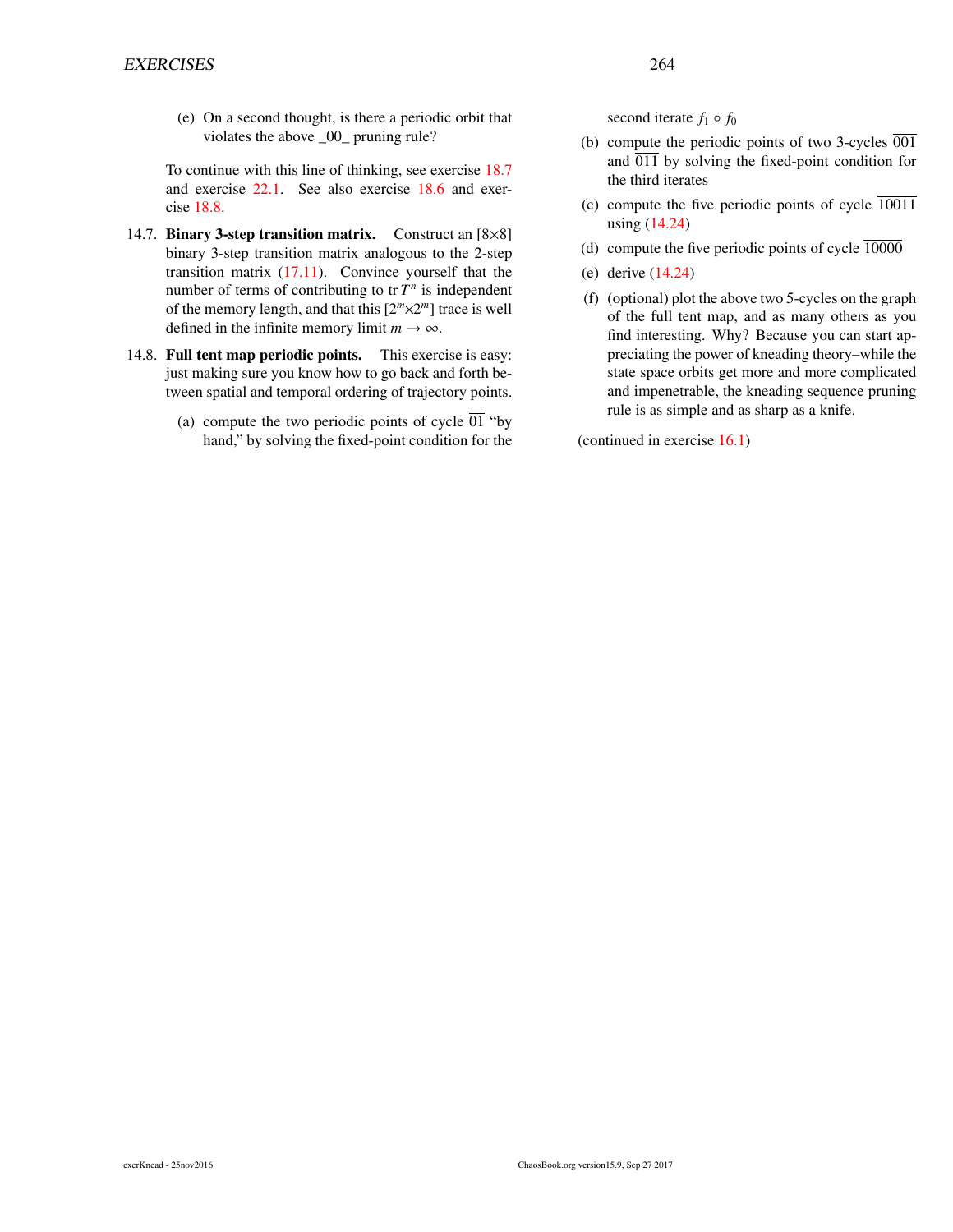(e) On a second thought, is there a periodic orbit that violates the above _00_ pruning rule?

To continue with this line of thinking, see exercise 18.7 and exercise 22.1. See also exercise 18.6 and exercise 18.8.

14.7. **Binary 3-step transition matrix.** Construct an [8×8] binary 3-step transition matrix analogous to the 2-step transition matrix (17.11). Convince yourself that the number of terms of contributing to $\mathrm{tr}\, T^n$ is independent of the memory length, and that this $[2^m{\times}2^m]$ trace is well defined in the infinite memory limit $m \to \infty$.

14.8. **Full tent map periodic points.** This exercise is easy: just making sure you know how to go back and forth between spatial and temporal ordering of trajectory points.

(a) compute the two periodic points of cycle $\overline{01}$ "by hand," by solving the fixed-point condition for the second iterate $f_1 \circ f_0$

(b) compute the periodic points of two 3-cycles $\overline{001}$ and $\overline{011}$ by solving the fixed-point condition for the third iterates

(c) compute the five periodic points of cycle $\overline{10011}$ using (14.24)

(d) compute the five periodic points of cycle $\overline{10000}$

(e) derive (14.24)

(f) (optional) plot the above two 5-cycles on the graph of the full tent map, and as many others as you find interesting. Why? Because you can start appreciating the power of kneading theory–while the state space orbits get more and more complicated and impenetrable, the kneading sequence pruning rule is as simple and as sharp as a knife.

(continued in exercise 16.1)